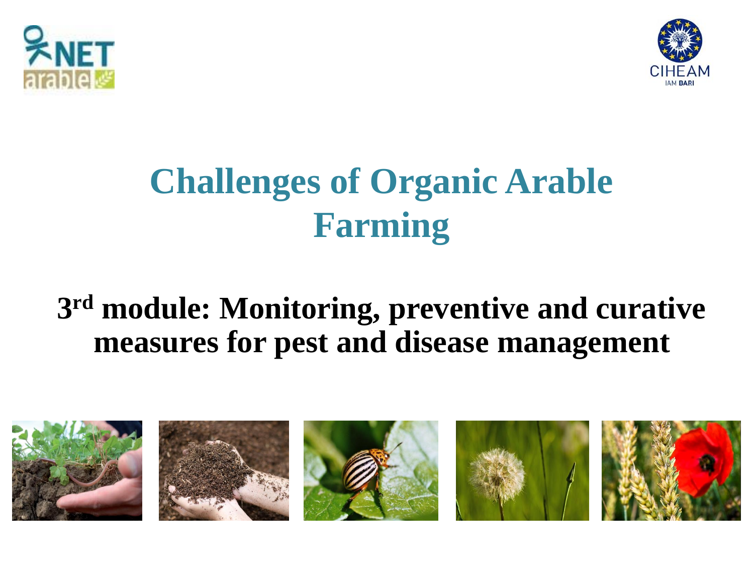# Challenges of Organic Arable Farming

## 3rd module: Monitoring, preventive and curative measures for pest and disease management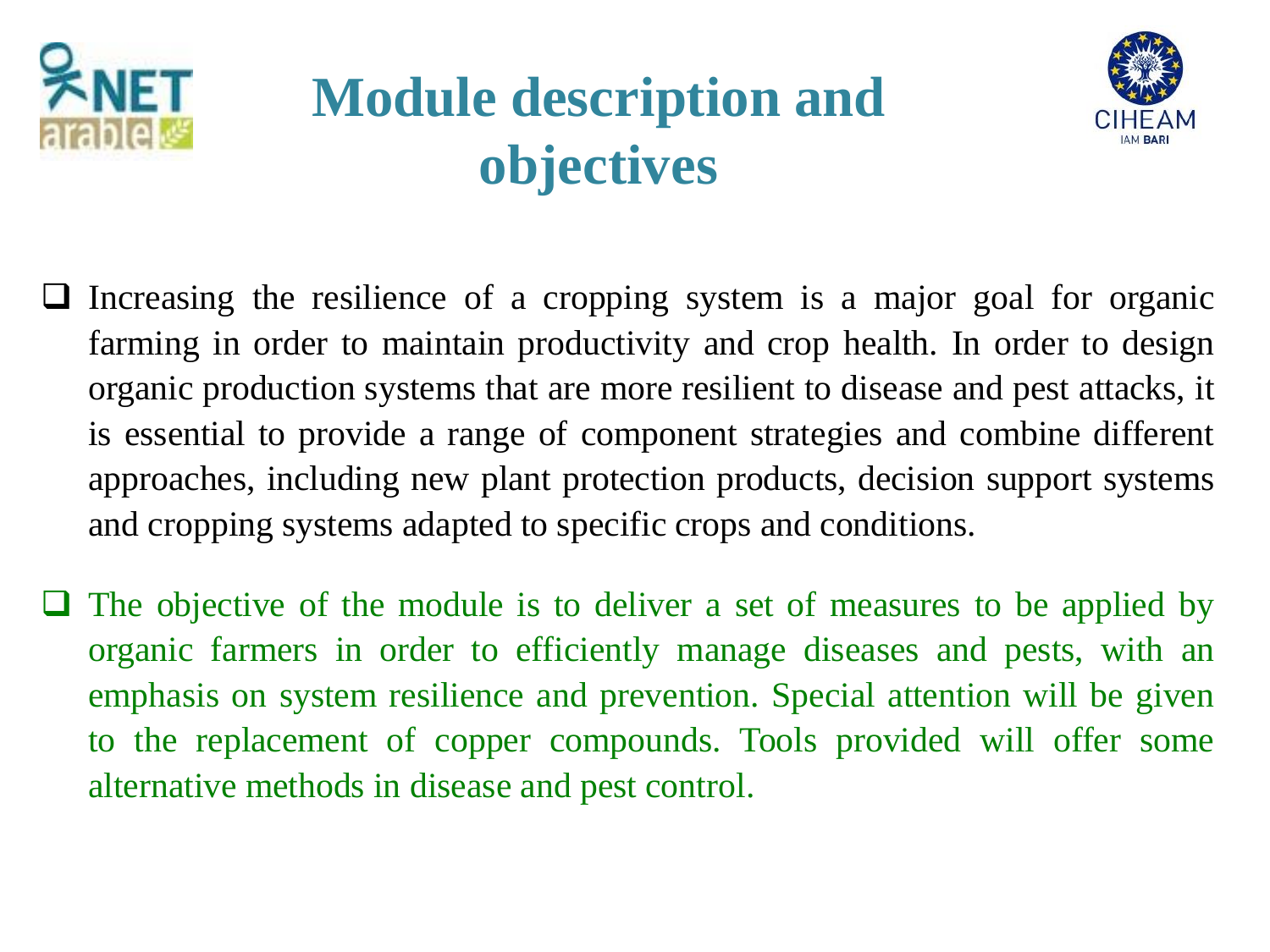# Module description and objectives

- Increasing the resilience of a cropping system is a major goal for organic farming in order to maintain productivity and crop health. In order to design organic production systems that are more resilient to disease and pest attacks, it is essential to provide a range of component strategies and combine different approaches, including new plant protection products, decision support systems and cropping systems adapted to specific crops and conditions.

- The objective of the module is to deliver a set of measures to be applied by organic farmers in order to efficiently manage diseases and pests, with an emphasis on system resilience and prevention. Special attention will be given to the replacement of copper compounds. Tools provided will offer some alternative methods in disease and pest control.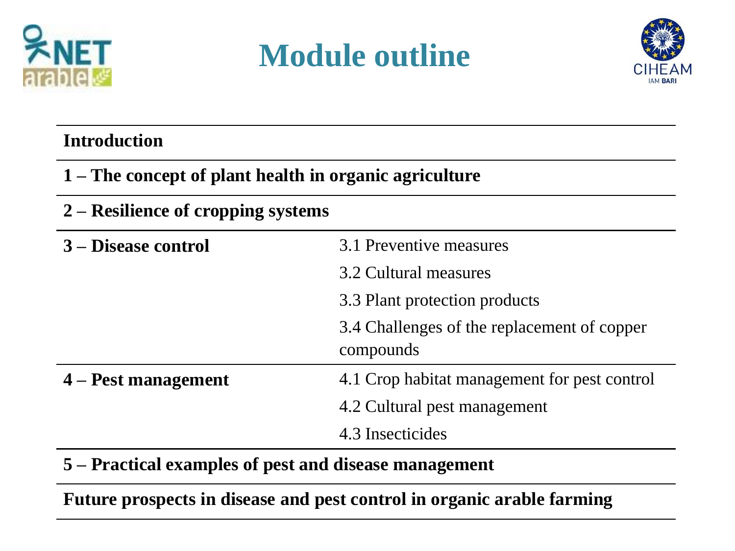# Module outline

| | |
|---|---|
| **Introduction** | |
| **1 – The concept of plant health in organic agriculture** | |
| **2 – Resilience of cropping systems** | |
| **3 – Disease control** | 3.1 Preventive measures |
| | 3.2 Cultural measures |
| | 3.3 Plant protection products |
| | 3.4 Challenges of the replacement of copper compounds |
| **4 – Pest management** | 4.1 Crop habitat management for pest control |
| | 4.2 Cultural pest management |
| | 4.3 Insecticides |
| **5 – Practical examples of pest and disease management** | |
| **Future prospects in disease and pest control in organic arable farming** | |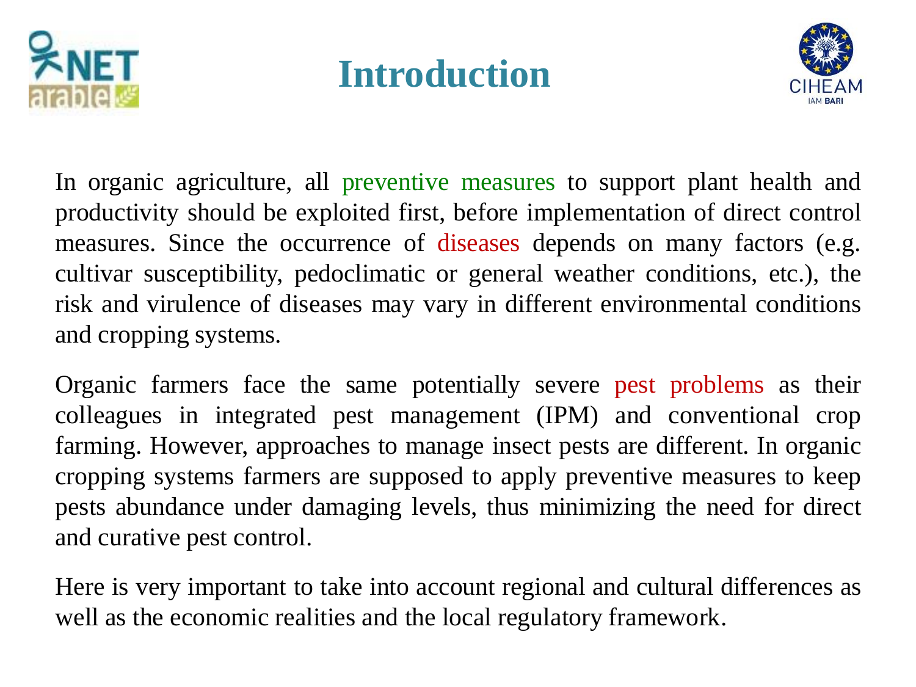# Introduction

In organic agriculture, all preventive measures to support plant health and productivity should be exploited first, before implementation of direct control measures. Since the occurrence of diseases depends on many factors (e.g. cultivar susceptibility, pedoclimatic or general weather conditions, etc.), the risk and virulence of diseases may vary in different environmental conditions and cropping systems.

Organic farmers face the same potentially severe pest problems as their colleagues in integrated pest management (IPM) and conventional crop farming. However, approaches to manage insect pests are different. In organic cropping systems farmers are supposed to apply preventive measures to keep pests abundance under damaging levels, thus minimizing the need for direct and curative pest control.

Here is very important to take into account regional and cultural differences as well as the economic realities and the local regulatory framework.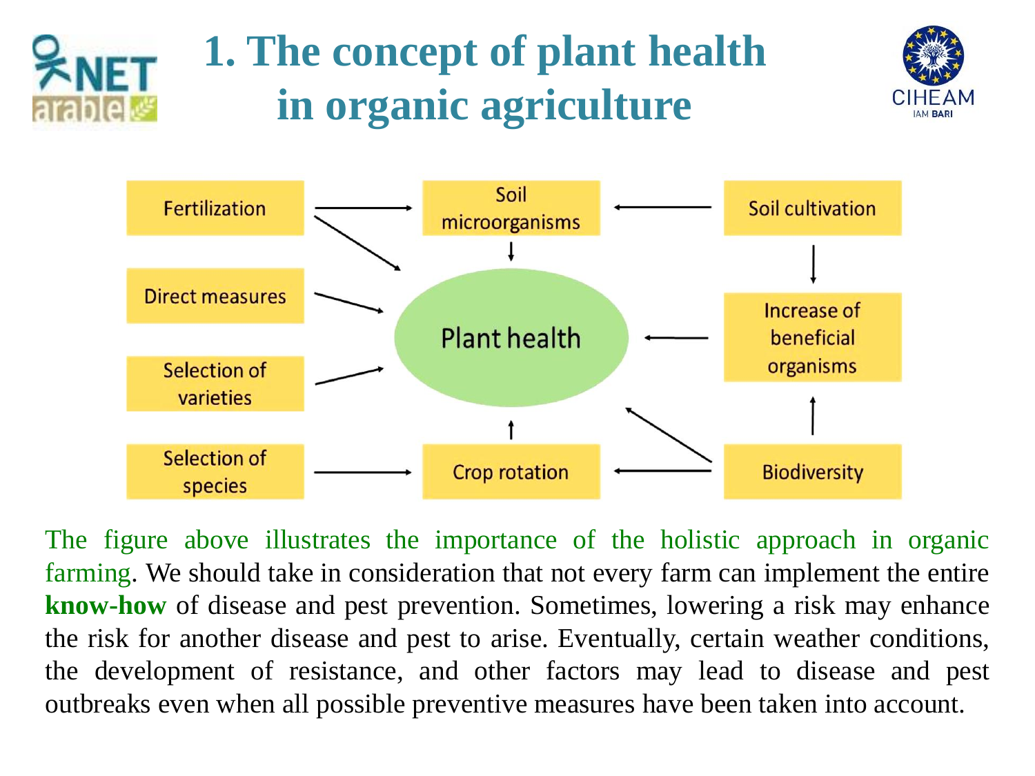# 1. The concept of plant health in organic agriculture

Fertilization → Soil microorganisms
Fertilization → Plant health
Soil cultivation → Soil microorganisms
Soil microorganisms → Plant health
Direct measures → Plant health
Selection of varieties → Plant health
Soil cultivation → Increase of beneficial organisms
Increase of beneficial organisms → Plant health
Biodiversity → Increase of beneficial organisms
Biodiversity → Plant health
Biodiversity → Crop rotation
Selection of species → Crop rotation
Crop rotation → Plant health

The figure above illustrates the importance of the holistic approach in organic farming. We should take in consideration that not every farm can implement the entire **know-how** of disease and pest prevention. Sometimes, lowering a risk may enhance the risk for another disease and pest to arise. Eventually, certain weather conditions, the development of resistance, and other factors may lead to disease and pest outbreaks even when all possible preventive measures have been taken into account.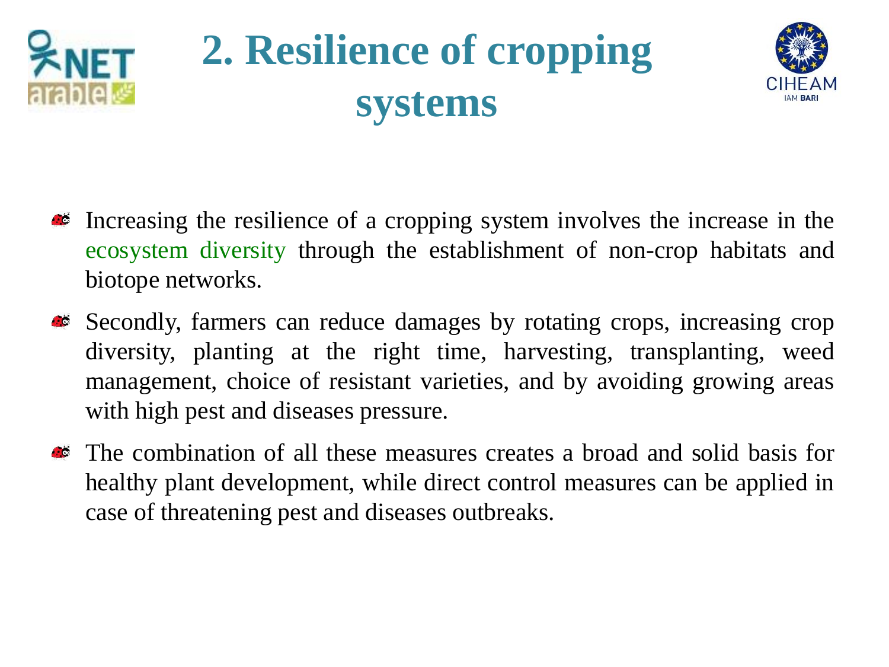# 2. Resilience of cropping systems

- Increasing the resilience of a cropping system involves the increase in the ecosystem diversity through the establishment of non-crop habitats and biotope networks.
- Secondly, farmers can reduce damages by rotating crops, increasing crop diversity, planting at the right time, harvesting, transplanting, weed management, choice of resistant varieties, and by avoiding growing areas with high pest and diseases pressure.
- The combination of all these measures creates a broad and solid basis for healthy plant development, while direct control measures can be applied in case of threatening pest and diseases outbreaks.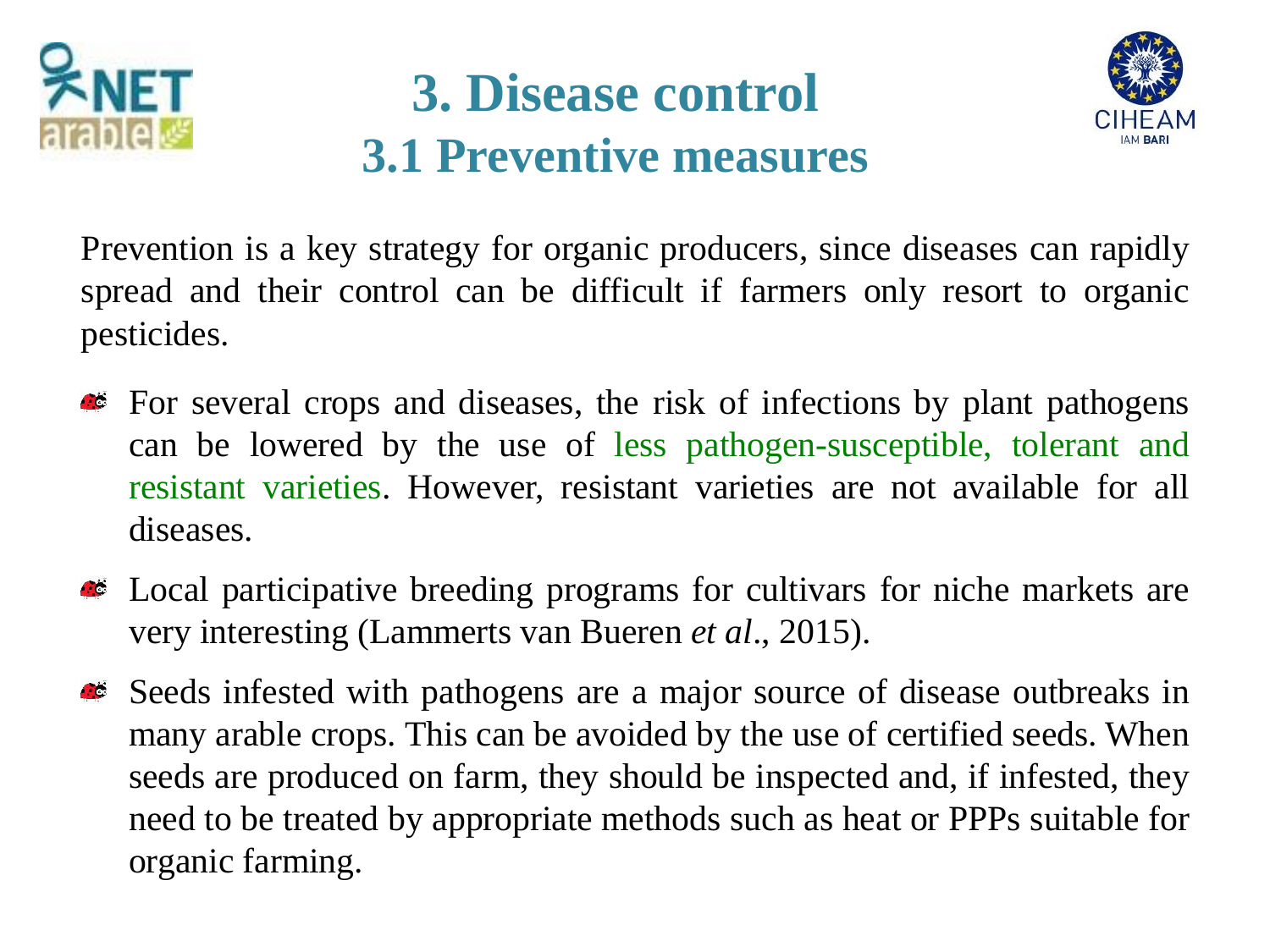# 3. Disease control

## 3.1 Preventive measures

Prevention is a key strategy for organic producers, since diseases can rapidly spread and their control can be difficult if farmers only resort to organic pesticides.

- For several crops and diseases, the risk of infections by plant pathogens can be lowered by the use of less pathogen-susceptible, tolerant and resistant varieties. However, resistant varieties are not available for all diseases.
- Local participative breeding programs for cultivars for niche markets are very interesting (Lammerts van Bueren *et al*., 2015).
- Seeds infested with pathogens are a major source of disease outbreaks in many arable crops. This can be avoided by the use of certified seeds. When seeds are produced on farm, they should be inspected and, if infested, they need to be treated by appropriate methods such as heat or PPPs suitable for organic farming.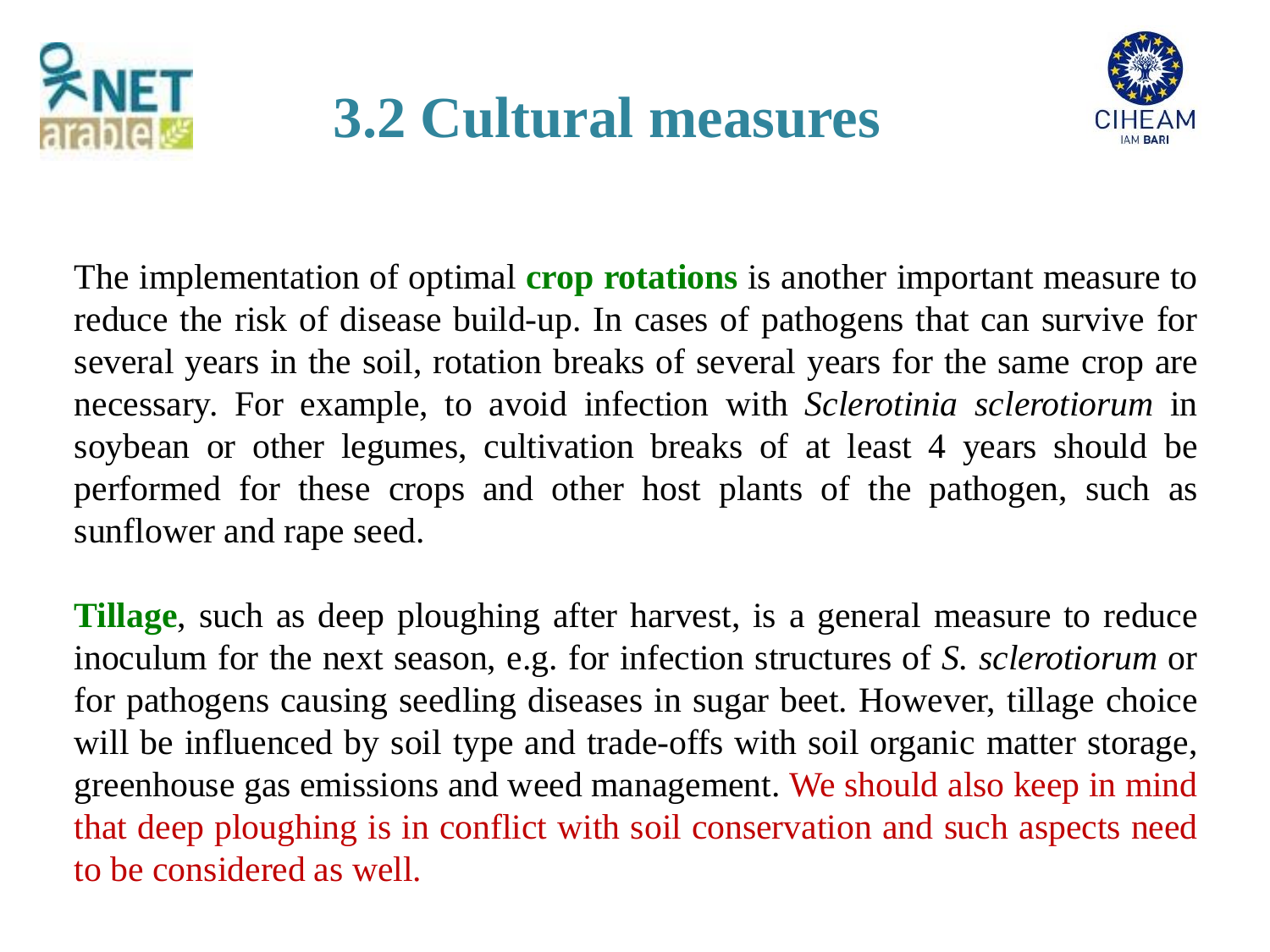# 3.2 Cultural measures

The implementation of optimal **crop rotations** is another important measure to reduce the risk of disease build-up. In cases of pathogens that can survive for several years in the soil, rotation breaks of several years for the same crop are necessary. For example, to avoid infection with *Sclerotinia sclerotiorum* in soybean or other legumes, cultivation breaks of at least 4 years should be performed for these crops and other host plants of the pathogen, such as sunflower and rape seed.

**Tillage**, such as deep ploughing after harvest, is a general measure to reduce inoculum for the next season, e.g. for infection structures of *S. sclerotiorum* or for pathogens causing seedling diseases in sugar beet. However, tillage choice will be influenced by soil type and trade-offs with soil organic matter storage, greenhouse gas emissions and weed management. We should also keep in mind that deep ploughing is in conflict with soil conservation and such aspects need to be considered as well.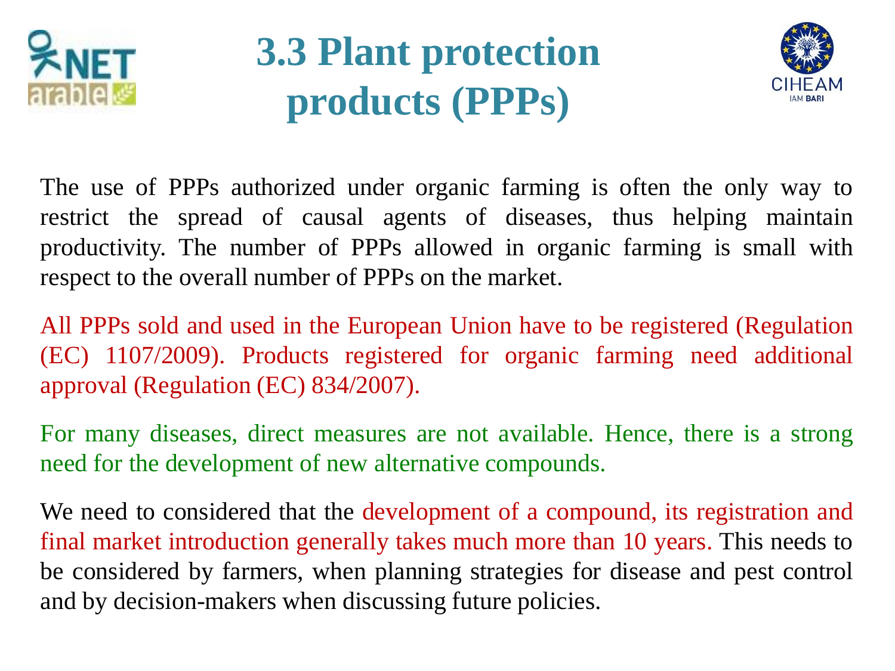# 3.3 Plant protection products (PPPs)

The use of PPPs authorized under organic farming is often the only way to restrict the spread of causal agents of diseases, thus helping maintain productivity. The number of PPPs allowed in organic farming is small with respect to the overall number of PPPs on the market.

All PPPs sold and used in the European Union have to be registered (Regulation (EC) 1107/2009). Products registered for organic farming need additional approval (Regulation (EC) 834/2007).

For many diseases, direct measures are not available. Hence, there is a strong need for the development of new alternative compounds.

We need to considered that the development of a compound, its registration and final market introduction generally takes much more than 10 years. This needs to be considered by farmers, when planning strategies for disease and pest control and by decision-makers when discussing future policies.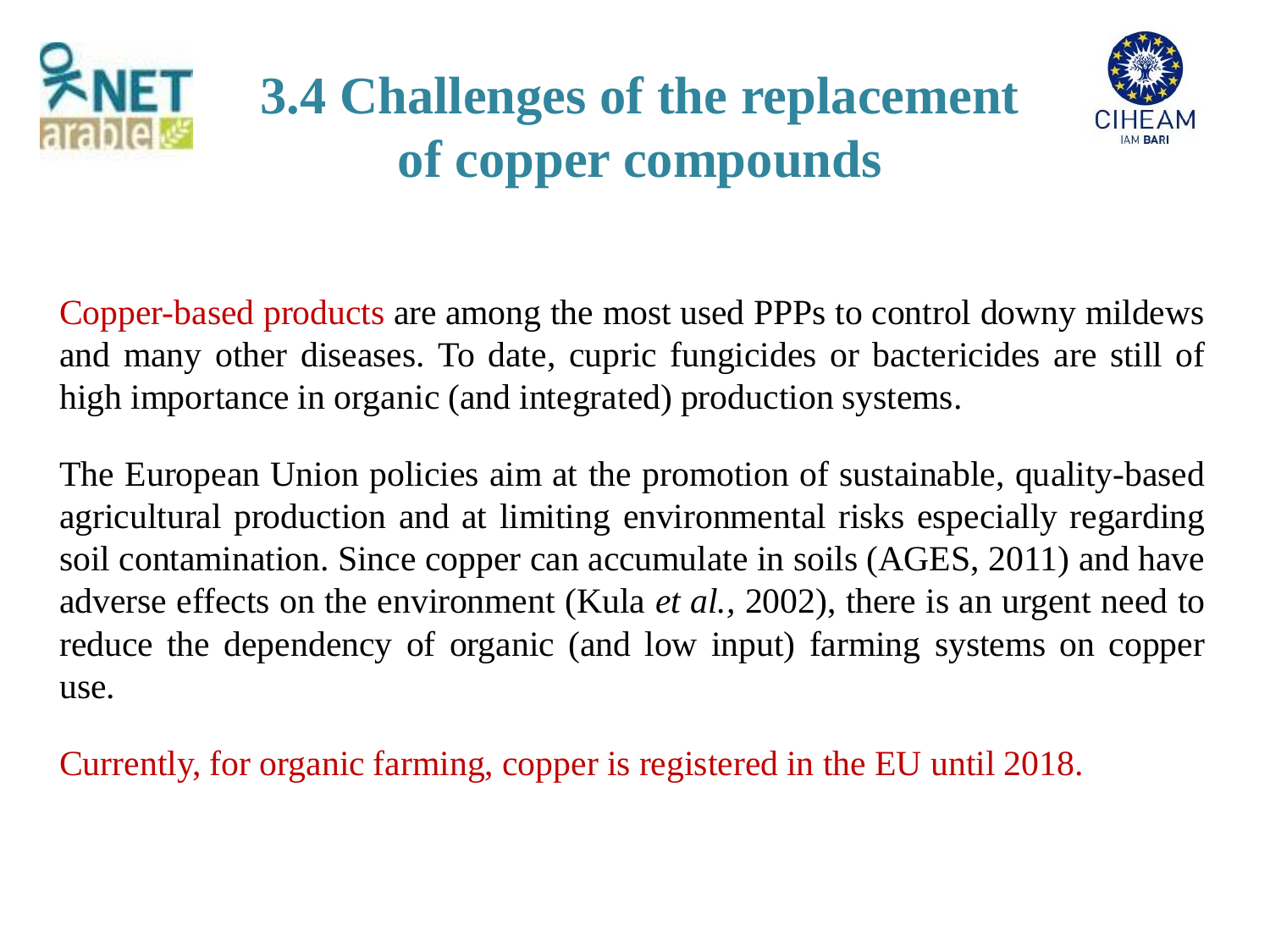# 3.4 Challenges of the replacement of copper compounds

Copper-based products are among the most used PPPs to control downy mildews and many other diseases. To date, cupric fungicides or bactericides are still of high importance in organic (and integrated) production systems.

The European Union policies aim at the promotion of sustainable, quality-based agricultural production and at limiting environmental risks especially regarding soil contamination. Since copper can accumulate in soils (AGES, 2011) and have adverse effects on the environment (Kula *et al.*, 2002), there is an urgent need to reduce the dependency of organic (and low input) farming systems on copper use.

Currently, for organic farming, copper is registered in the EU until 2018.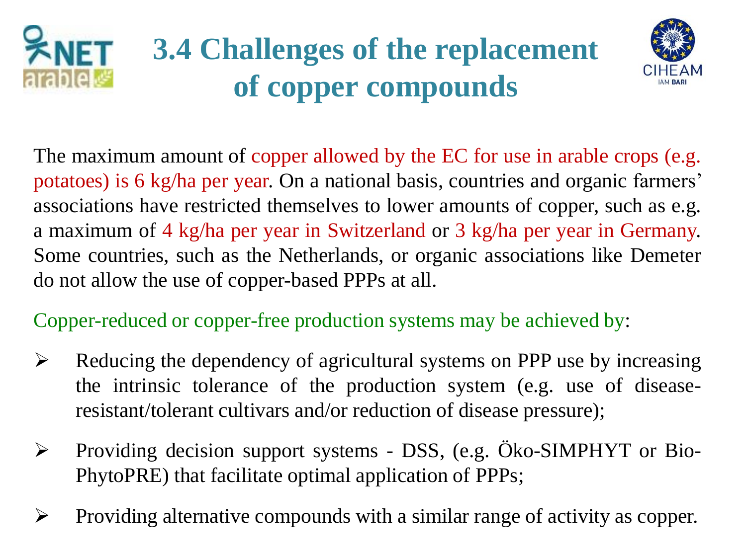# 3.4 Challenges of the replacement of copper compounds

The maximum amount of copper allowed by the EC for use in arable crops (e.g. potatoes) is 6 kg/ha per year. On a national basis, countries and organic farmers' associations have restricted themselves to lower amounts of copper, such as e.g. a maximum of 4 kg/ha per year in Switzerland or 3 kg/ha per year in Germany. Some countries, such as the Netherlands, or organic associations like Demeter do not allow the use of copper-based PPPs at all.

Copper-reduced or copper-free production systems may be achieved by:

- Reducing the dependency of agricultural systems on PPP use by increasing the intrinsic tolerance of the production system (e.g. use of disease-resistant/tolerant cultivars and/or reduction of disease pressure);
- Providing decision support systems - DSS, (e.g. Öko-SIMPHYT or Bio-PhytoPRE) that facilitate optimal application of PPPs;
- Providing alternative compounds with a similar range of activity as copper.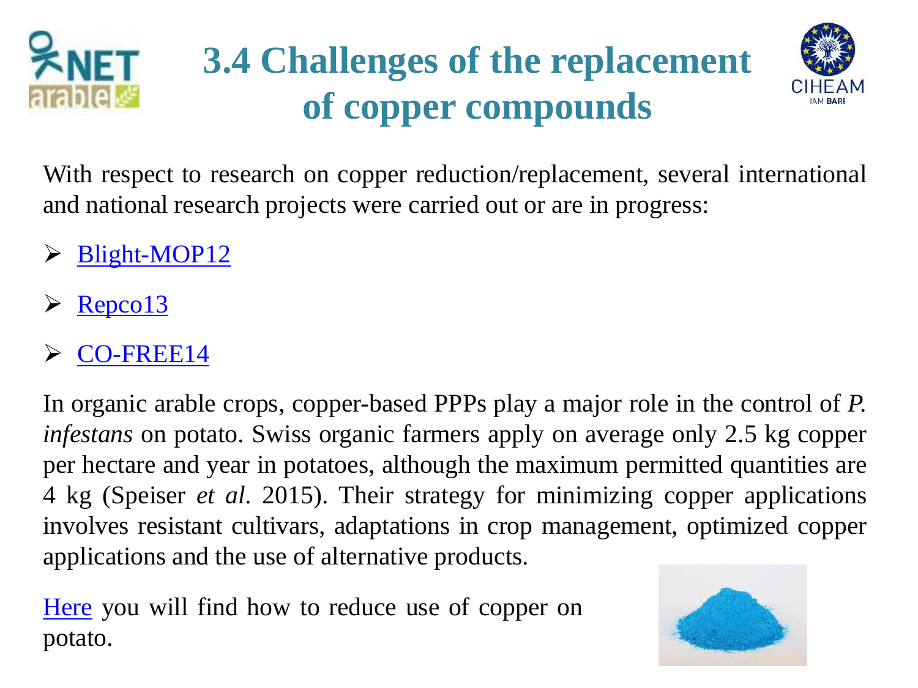# 3.4 Challenges of the replacement of copper compounds

With respect to research on copper reduction/replacement, several international and national research projects were carried out or are in progress:

- Blight-MOP12
- Repco13
- CO-FREE14

In organic arable crops, copper-based PPPs play a major role in the control of *P. infestans* on potato. Swiss organic farmers apply on average only 2.5 kg copper per hectare and year in potatoes, although the maximum permitted quantities are 4 kg (Speiser *et al*. 2015). Their strategy for minimizing copper applications involves resistant cultivars, adaptations in crop management, optimized copper applications and the use of alternative products.

Here you will find how to reduce use of copper on potato.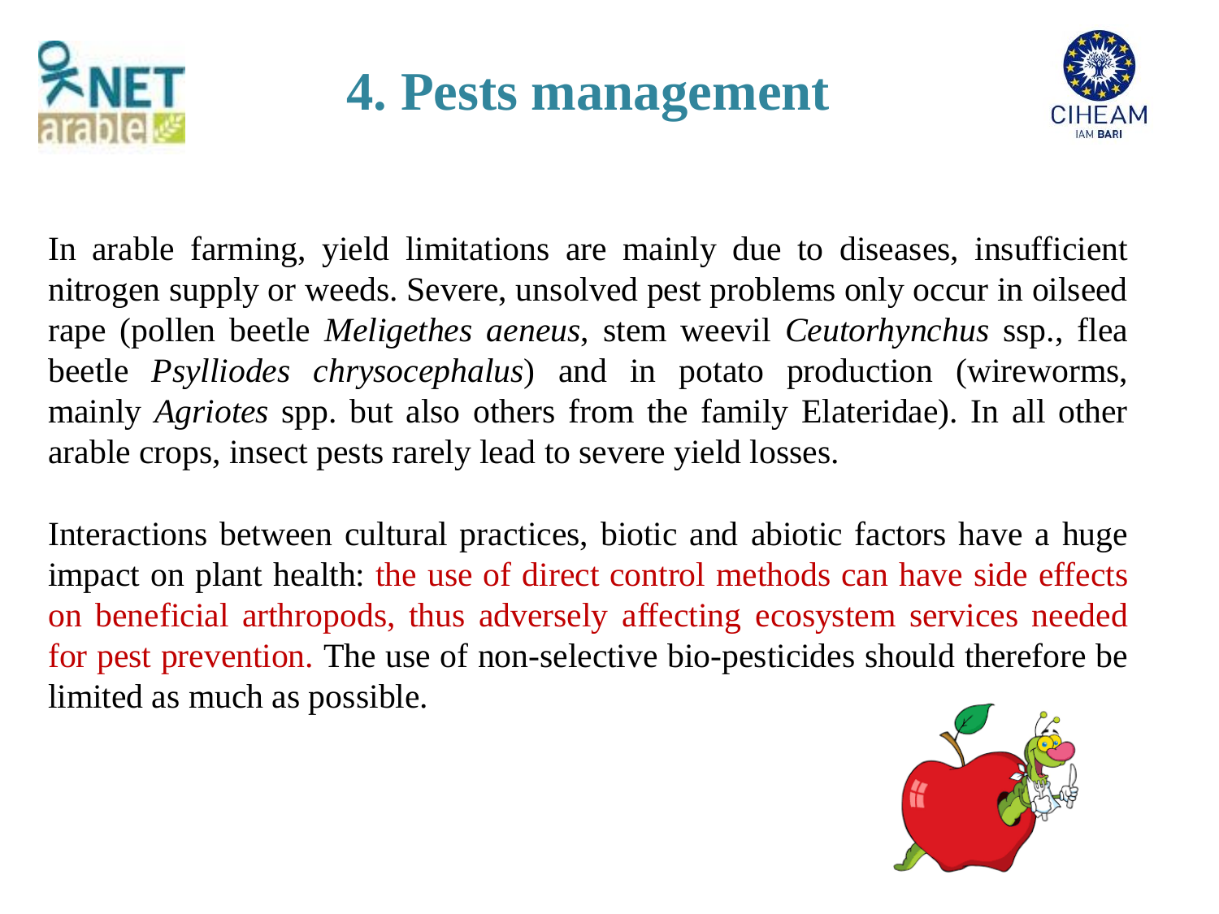# 4. Pests management

In arable farming, yield limitations are mainly due to diseases, insufficient nitrogen supply or weeds. Severe, unsolved pest problems only occur in oilseed rape (pollen beetle *Meligethes aeneus*, stem weevil *Ceutorhynchus* ssp., flea beetle *Psylliodes chrysocephalus*) and in potato production (wireworms, mainly *Agriotes* spp. but also others from the family Elateridae). In all other arable crops, insect pests rarely lead to severe yield losses.

Interactions between cultural practices, biotic and abiotic factors have a huge impact on plant health: the use of direct control methods can have side effects on beneficial arthropods, thus adversely affecting ecosystem services needed for pest prevention. The use of non-selective bio-pesticides should therefore be limited as much as possible.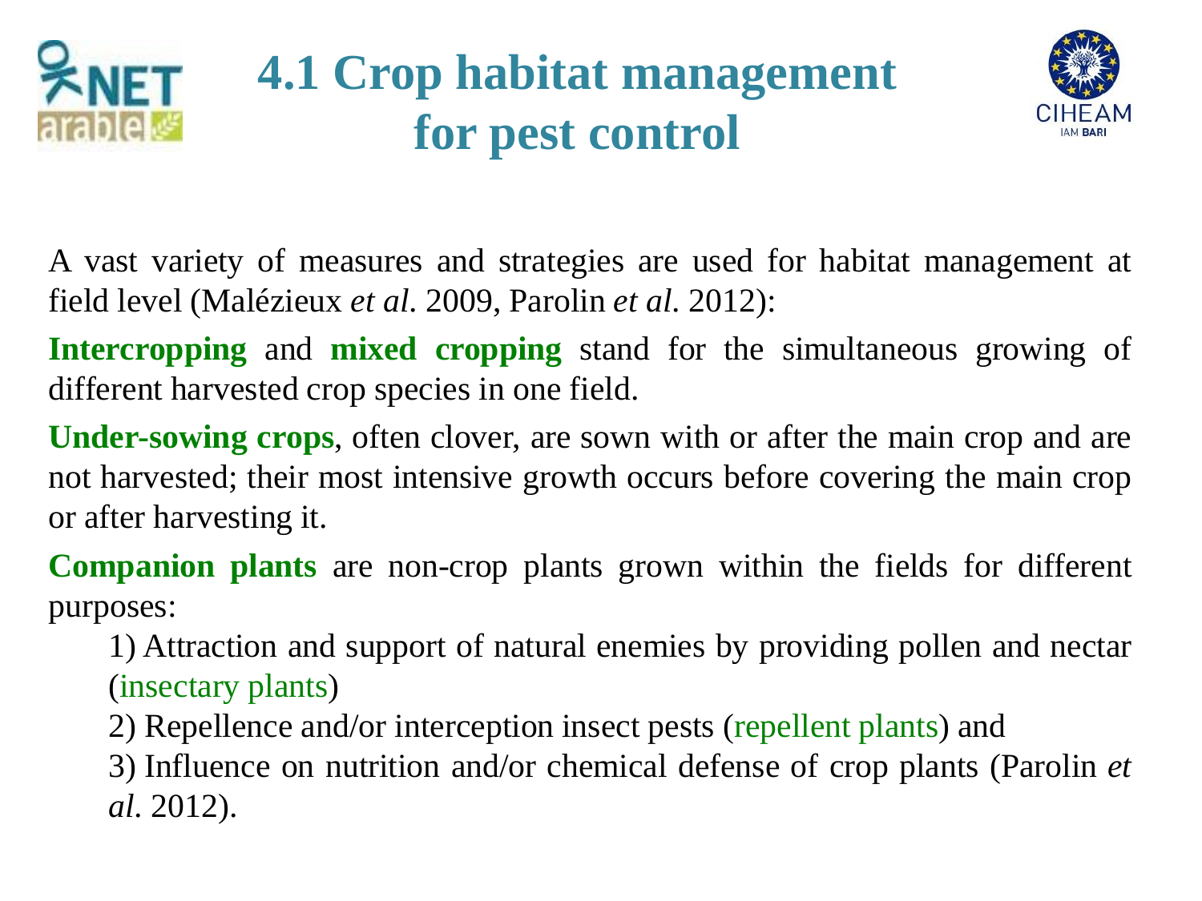# 4.1 Crop habitat management for pest control

A vast variety of measures and strategies are used for habitat management at field level (Malézieux *et al*. 2009, Parolin *et al*. 2012):

**Intercropping** and **mixed cropping** stand for the simultaneous growing of different harvested crop species in one field.

**Under-sowing crops**, often clover, are sown with or after the main crop and are not harvested; their most intensive growth occurs before covering the main crop or after harvesting it.

**Companion plants** are non-crop plants grown within the fields for different purposes:

1) Attraction and support of natural enemies by providing pollen and nectar (insectary plants)
2) Repellence and/or interception insect pests (repellent plants) and
3) Influence on nutrition and/or chemical defense of crop plants (Parolin *et al*. 2012).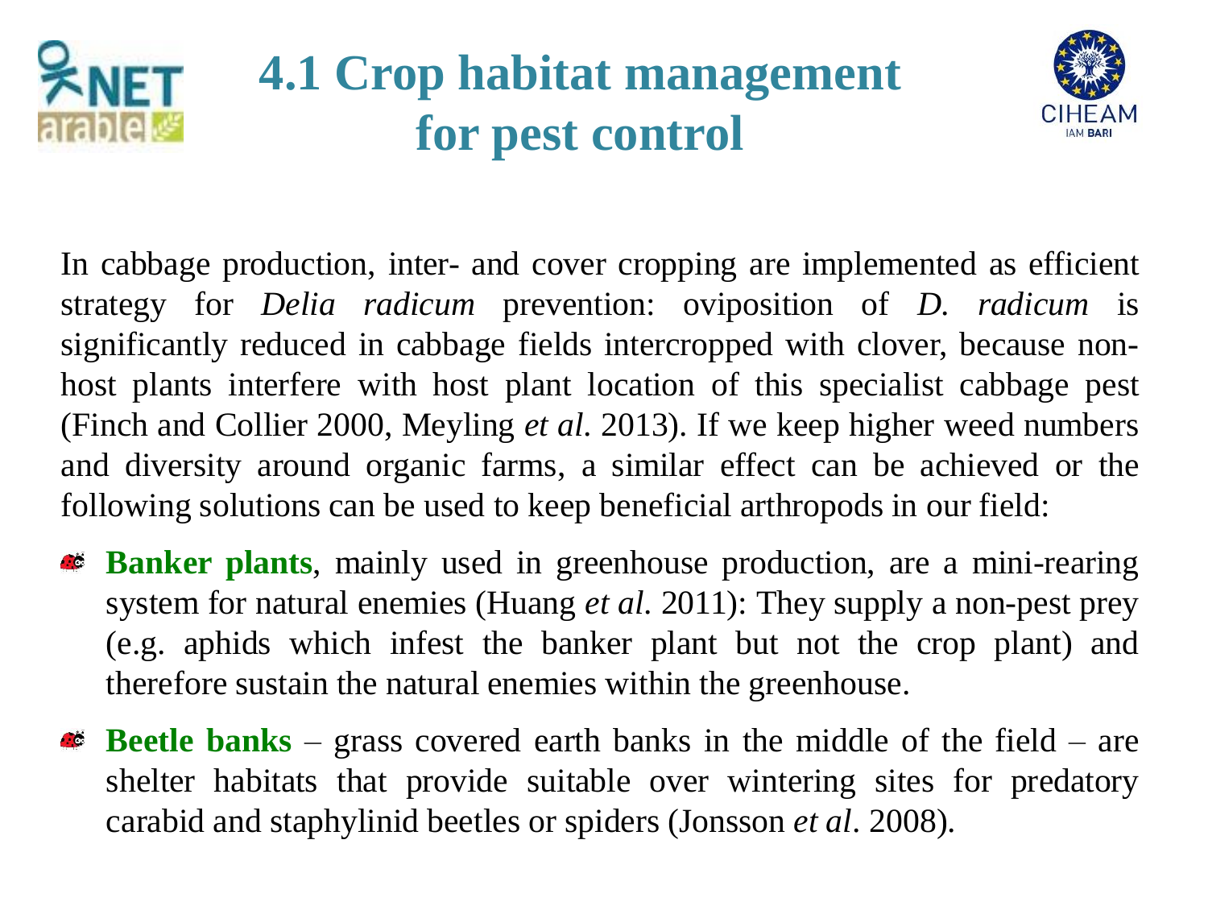# 4.1 Crop habitat management for pest control

In cabbage production, inter- and cover cropping are implemented as efficient strategy for *Delia radicum* prevention: oviposition of *D. radicum* is significantly reduced in cabbage fields intercropped with clover, because non-host plants interfere with host plant location of this specialist cabbage pest (Finch and Collier 2000, Meyling *et al*. 2013). If we keep higher weed numbers and diversity around organic farms, a similar effect can be achieved or the following solutions can be used to keep beneficial arthropods in our field:

- **Banker plants**, mainly used in greenhouse production, are a mini-rearing system for natural enemies (Huang *et al*. 2011): They supply a non-pest prey (e.g. aphids which infest the banker plant but not the crop plant) and therefore sustain the natural enemies within the greenhouse.
- **Beetle banks** – grass covered earth banks in the middle of the field – are shelter habitats that provide suitable over wintering sites for predatory carabid and staphylinid beetles or spiders (Jonsson *et al*. 2008).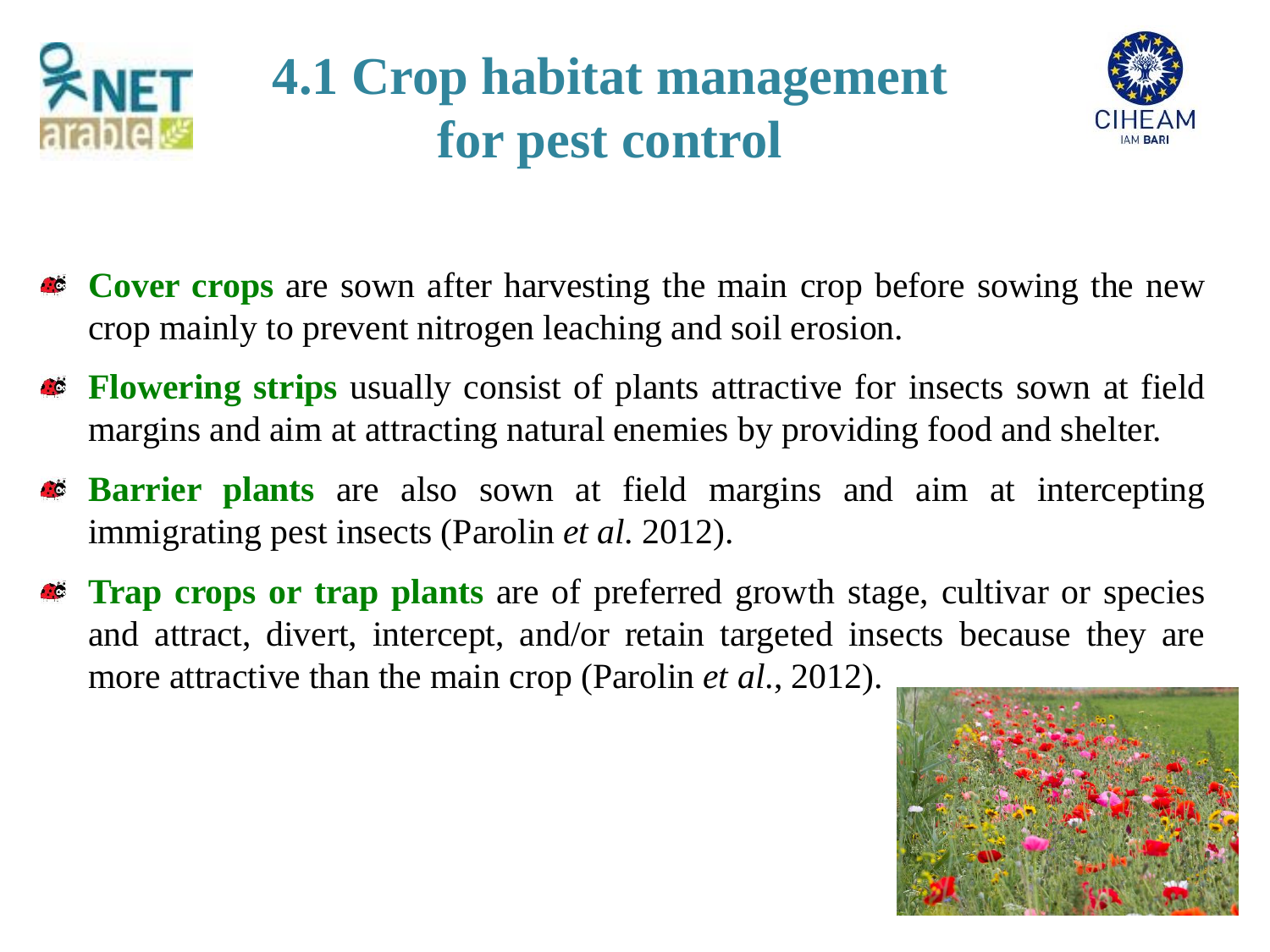# 4.1 Crop habitat management for pest control

- **Cover crops** are sown after harvesting the main crop before sowing the new crop mainly to prevent nitrogen leaching and soil erosion.
- **Flowering strips** usually consist of plants attractive for insects sown at field margins and aim at attracting natural enemies by providing food and shelter.
- **Barrier plants** are also sown at field margins and aim at intercepting immigrating pest insects (Parolin *et al*. 2012).
- **Trap crops or trap plants** are of preferred growth stage, cultivar or species and attract, divert, intercept, and/or retain targeted insects because they are more attractive than the main crop (Parolin *et al*., 2012).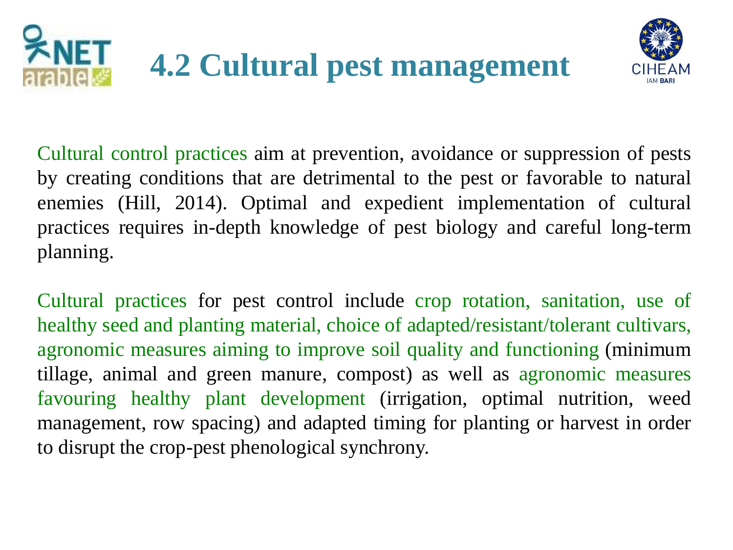# 4.2 Cultural pest management

Cultural control practices aim at prevention, avoidance or suppression of pests by creating conditions that are detrimental to the pest or favorable to natural enemies (Hill, 2014). Optimal and expedient implementation of cultural practices requires in-depth knowledge of pest biology and careful long-term planning.

Cultural practices for pest control include crop rotation, sanitation, use of healthy seed and planting material, choice of adapted/resistant/tolerant cultivars, agronomic measures aiming to improve soil quality and functioning (minimum tillage, animal and green manure, compost) as well as agronomic measures favouring healthy plant development (irrigation, optimal nutrition, weed management, row spacing) and adapted timing for planting or harvest in order to disrupt the crop-pest phenological synchrony.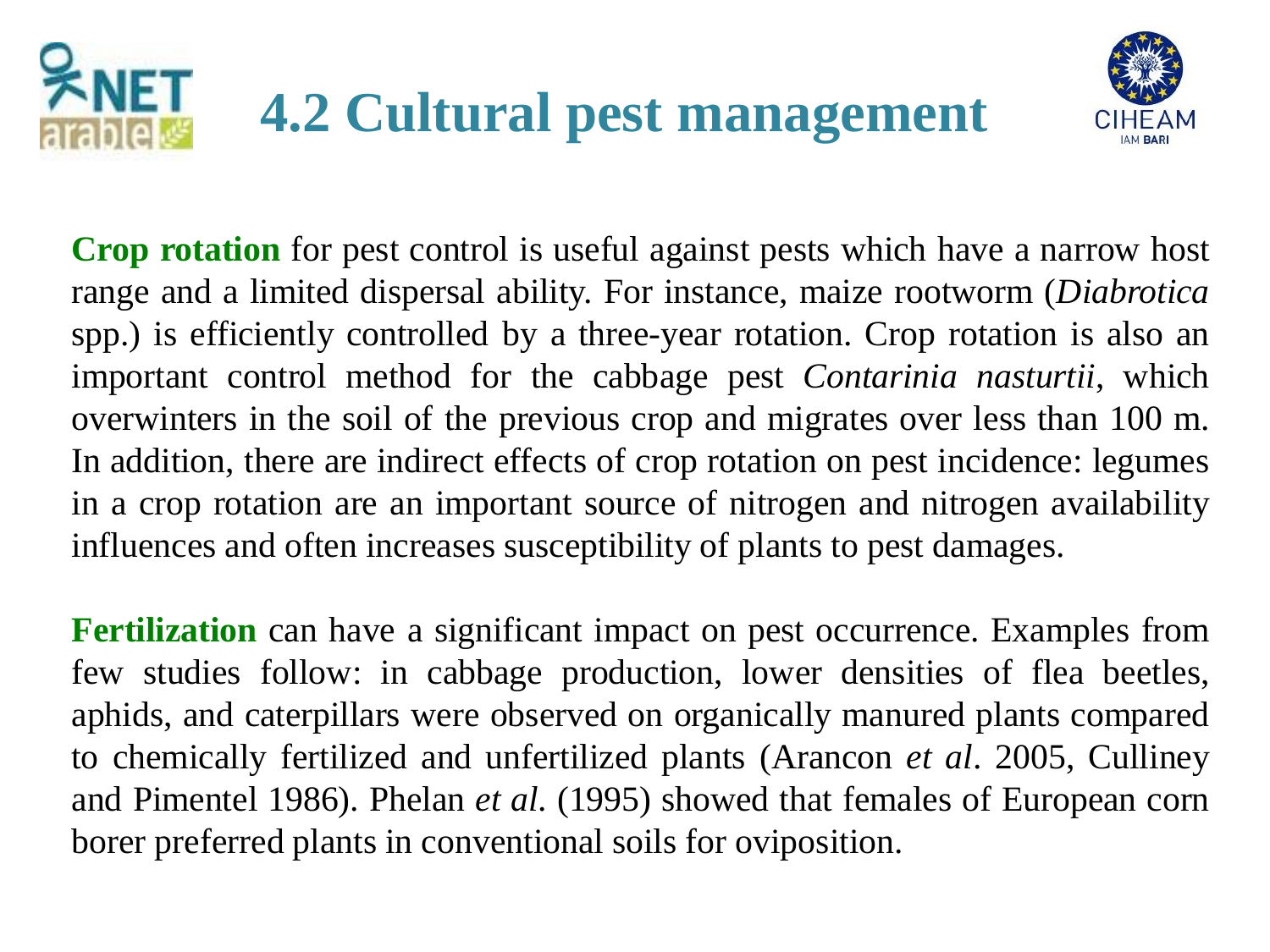# 4.2 Cultural pest management

**Crop rotation** for pest control is useful against pests which have a narrow host range and a limited dispersal ability. For instance, maize rootworm (*Diabrotica* spp.) is efficiently controlled by a three-year rotation. Crop rotation is also an important control method for the cabbage pest *Contarinia nasturtii*, which overwinters in the soil of the previous crop and migrates over less than 100 m. In addition, there are indirect effects of crop rotation on pest incidence: legumes in a crop rotation are an important source of nitrogen and nitrogen availability influences and often increases susceptibility of plants to pest damages.

**Fertilization** can have a significant impact on pest occurrence. Examples from few studies follow: in cabbage production, lower densities of flea beetles, aphids, and caterpillars were observed on organically manured plants compared to chemically fertilized and unfertilized plants (Arancon *et al*. 2005, Culliney and Pimentel 1986). Phelan *et al*. (1995) showed that females of European corn borer preferred plants in conventional soils for oviposition.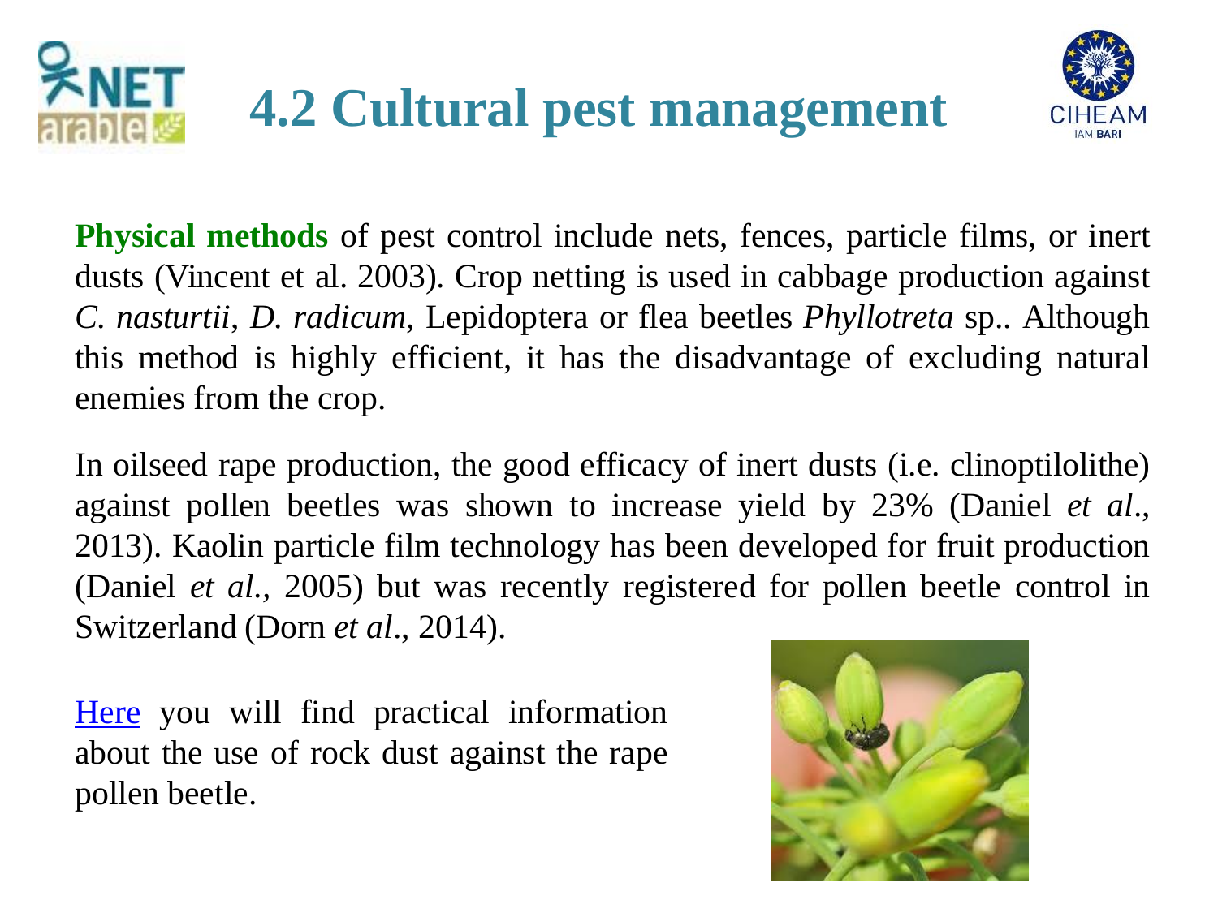# 4.2 Cultural pest management

**Physical methods** of pest control include nets, fences, particle films, or inert dusts (Vincent et al. 2003). Crop netting is used in cabbage production against *C. nasturtii*, *D. radicum*, Lepidoptera or flea beetles *Phyllotreta* sp.. Although this method is highly efficient, it has the disadvantage of excluding natural enemies from the crop.

In oilseed rape production, the good efficacy of inert dusts (i.e. clinoptilolithe) against pollen beetles was shown to increase yield by 23% (Daniel *et al*., 2013). Kaolin particle film technology has been developed for fruit production (Daniel *et al.,* 2005) but was recently registered for pollen beetle control in Switzerland (Dorn *et al*., 2014).

Here you will find practical information about the use of rock dust against the rape pollen beetle.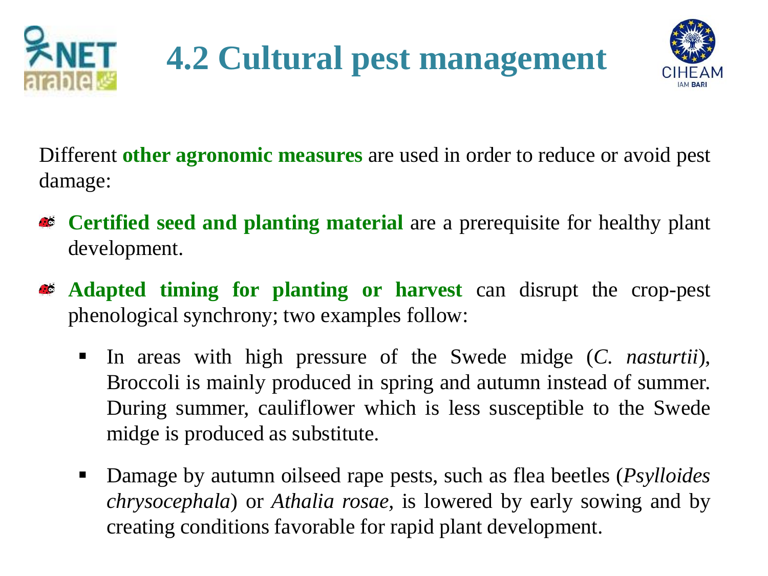# 4.2 Cultural pest management

Different **other agronomic measures** are used in order to reduce or avoid pest damage:

- **Certified seed and planting material** are a prerequisite for healthy plant development.
- **Adapted timing for planting or harvest** can disrupt the crop-pest phenological synchrony; two examples follow:
  - In areas with high pressure of the Swede midge (*C. nasturtii*), Broccoli is mainly produced in spring and autumn instead of summer. During summer, cauliflower which is less susceptible to the Swede midge is produced as substitute.
  - Damage by autumn oilseed rape pests, such as flea beetles (*Psylloides chrysocephala*) or *Athalia rosae*, is lowered by early sowing and by creating conditions favorable for rapid plant development.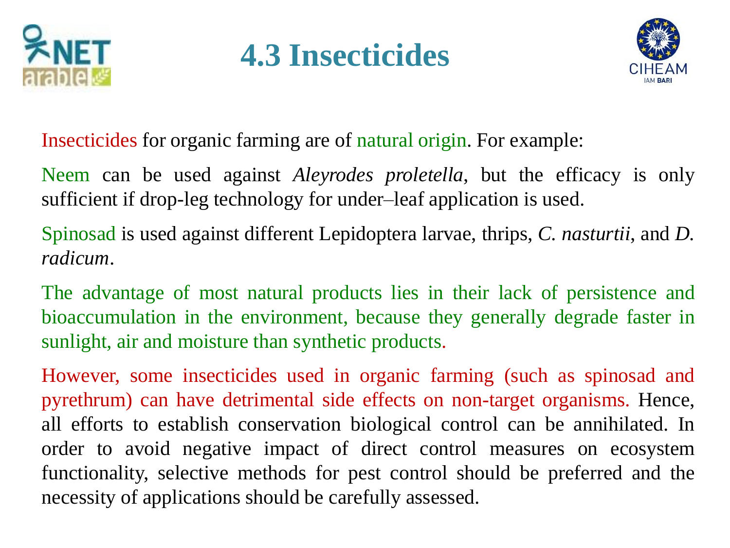# 4.3 Insecticides

Insecticides for organic farming are of natural origin. For example:

Neem can be used against *Aleyrodes proletella*, but the efficacy is only sufficient if drop-leg technology for under–leaf application is used.

Spinosad is used against different Lepidoptera larvae, thrips, *C. nasturtii*, and *D. radicum*.

The advantage of most natural products lies in their lack of persistence and bioaccumulation in the environment, because they generally degrade faster in sunlight, air and moisture than synthetic products.

However, some insecticides used in organic farming (such as spinosad and pyrethrum) can have detrimental side effects on non-target organisms. Hence, all efforts to establish conservation biological control can be annihilated. In order to avoid negative impact of direct control measures on ecosystem functionality, selective methods for pest control should be preferred and the necessity of applications should be carefully assessed.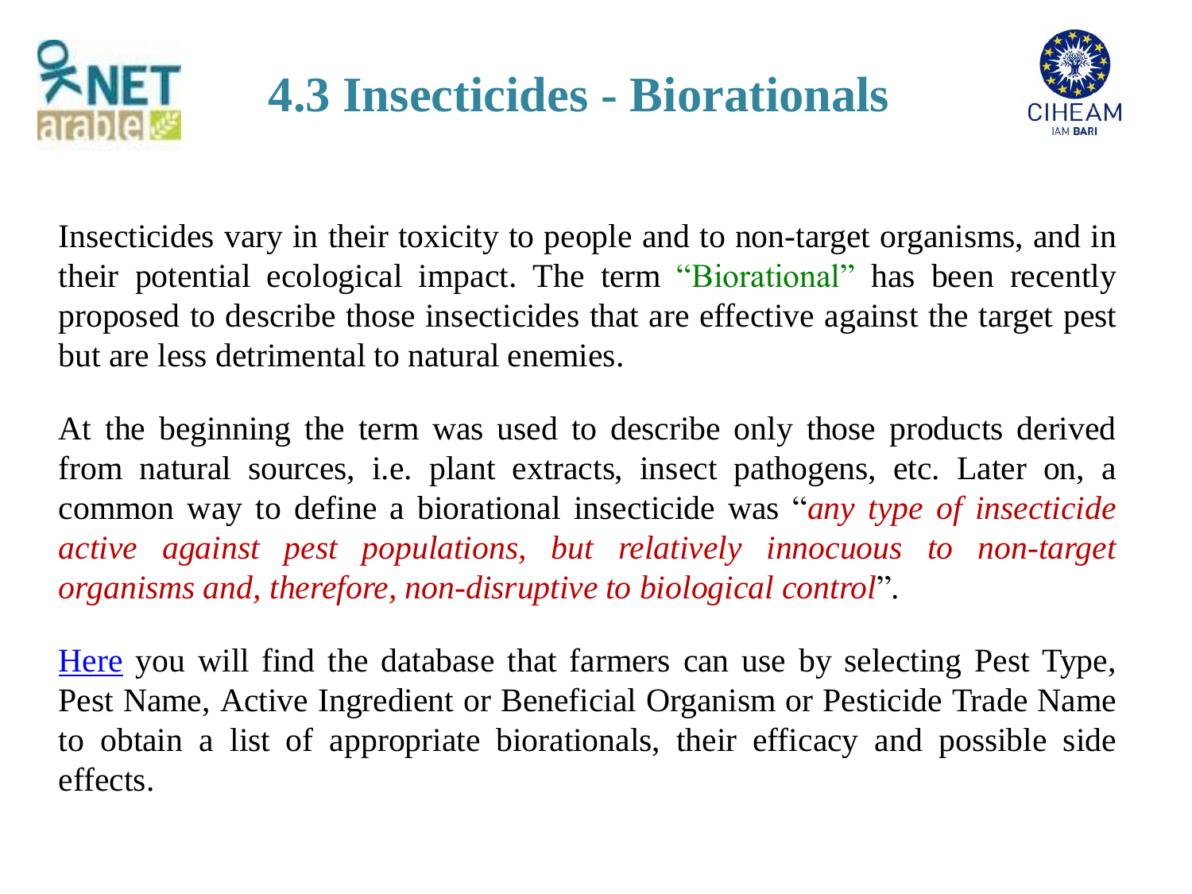# 4.3 Insecticides - Biorationals

Insecticides vary in their toxicity to people and to non-target organisms, and in their potential ecological impact. The term "Biorational" has been recently proposed to describe those insecticides that are effective against the target pest but are less detrimental to natural enemies.

At the beginning the term was used to describe only those products derived from natural sources, i.e. plant extracts, insect pathogens, etc. Later on, a common way to define a biorational insecticide was "*any type of insecticide active against pest populations, but relatively innocuous to non-target organisms and, therefore, non-disruptive to biological control*".

Here you will find the database that farmers can use by selecting Pest Type, Pest Name, Active Ingredient or Beneficial Organism or Pesticide Trade Name to obtain a list of appropriate biorationals, their efficacy and possible side effects.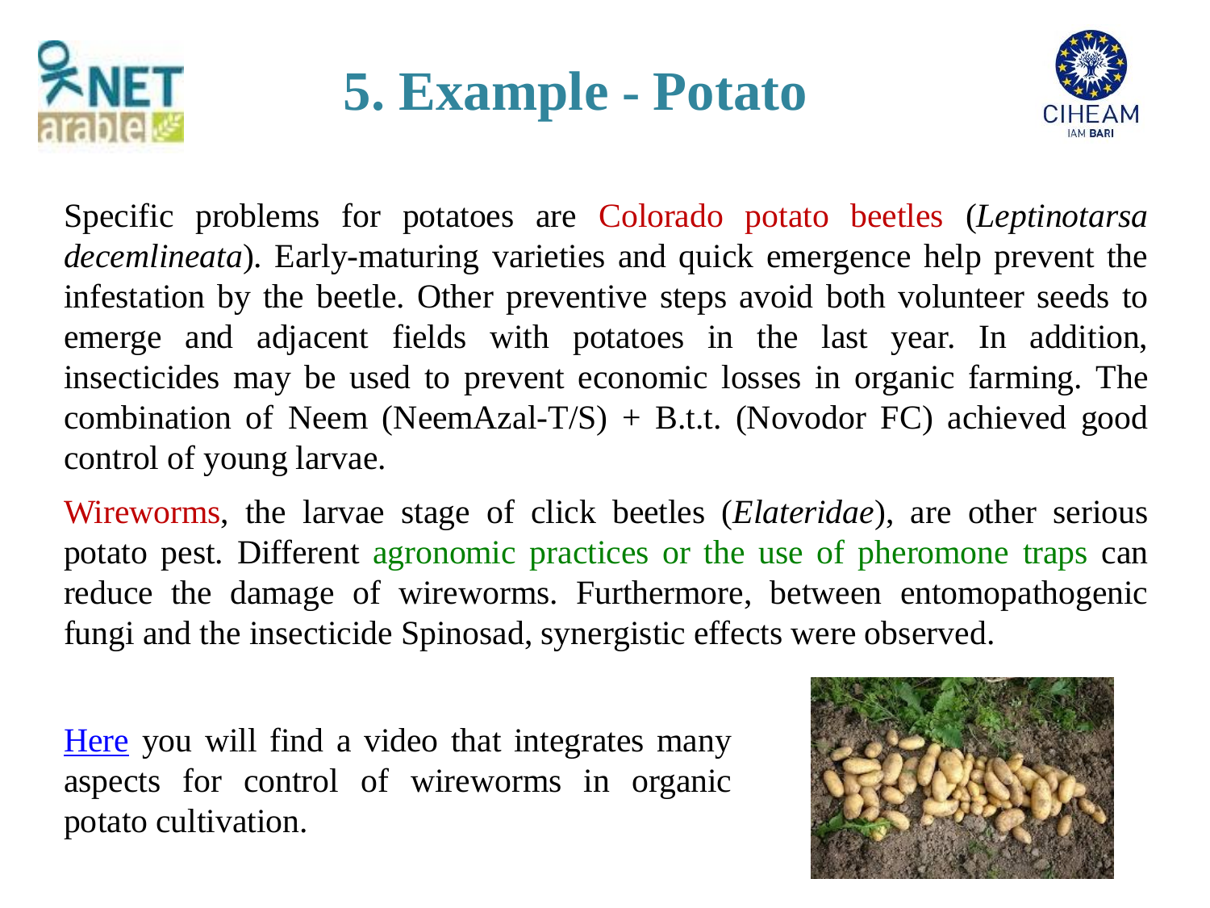# 5. Example - Potato

Specific problems for potatoes are Colorado potato beetles (*Leptinotarsa decemlineata*). Early-maturing varieties and quick emergence help prevent the infestation by the beetle. Other preventive steps avoid both volunteer seeds to emerge and adjacent fields with potatoes in the last year. In addition, insecticides may be used to prevent economic losses in organic farming. The combination of Neem (NeemAzal-T/S) + B.t.t. (Novodor FC) achieved good control of young larvae.

Wireworms, the larvae stage of click beetles (*Elateridae*), are other serious potato pest. Different agronomic practices or the use of pheromone traps can reduce the damage of wireworms. Furthermore, between entomopathogenic fungi and the insecticide Spinosad, synergistic effects were observed.

Here you will find a video that integrates many aspects for control of wireworms in organic potato cultivation.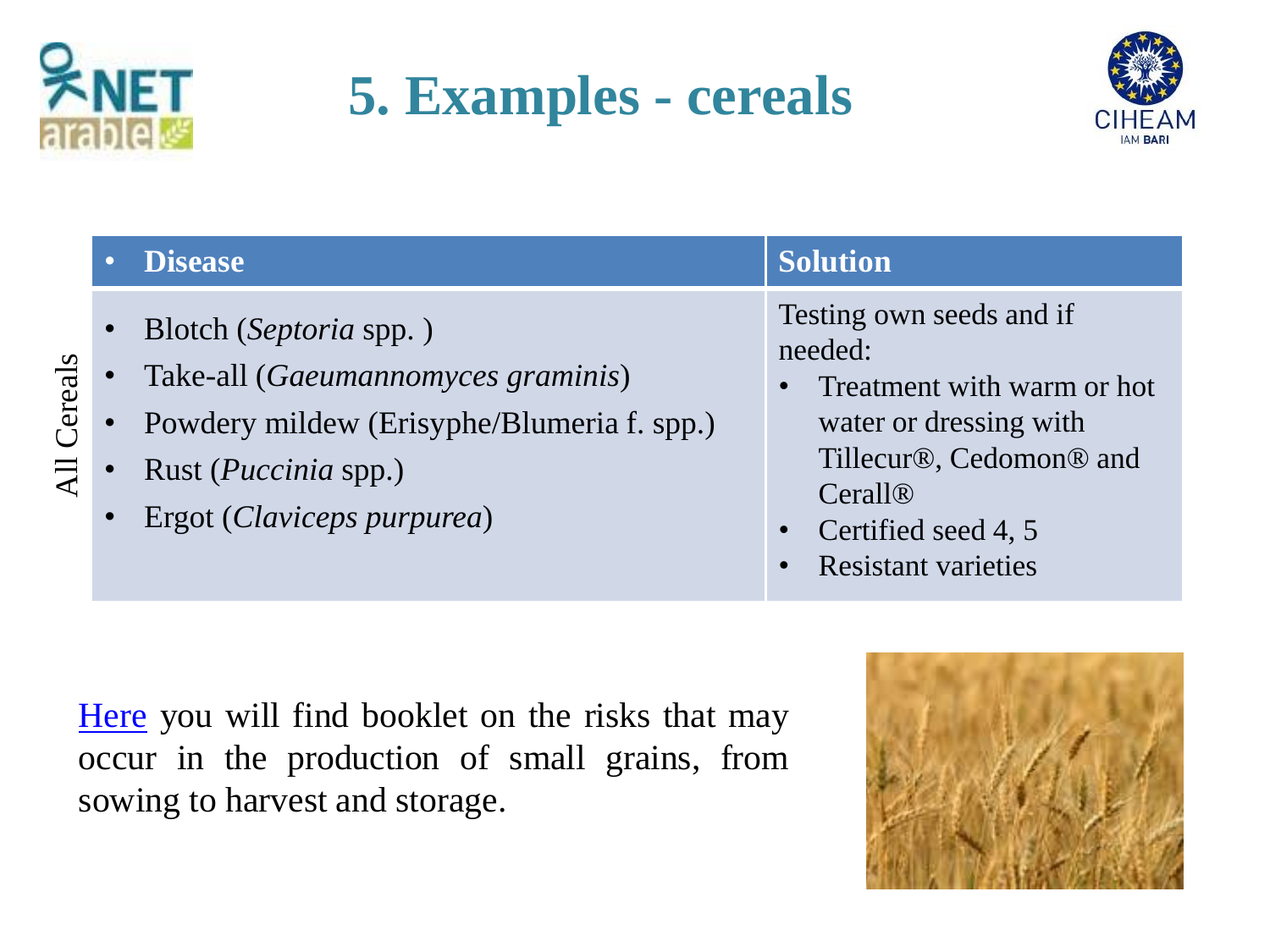# 5. Examples - cereals

| | Disease | Solution |
|---|---|---|
| All Cereals | • Blotch (*Septoria* spp. )<br>• Take-all (*Gaeumannomyces graminis*)<br>• Powdery mildew (Erisyphe/Blumeria f. spp.)<br>• Rust (*Puccinia* spp.)<br>• Ergot (*Claviceps purpurea*) | Testing own seeds and if needed:<br>• Treatment with warm or hot water or dressing with Tillecur®, Cedomon® and Cerall®<br>• Certified seed 4, 5<br>• Resistant varieties |

Here you will find booklet on the risks that may occur in the production of small grains, from sowing to harvest and storage.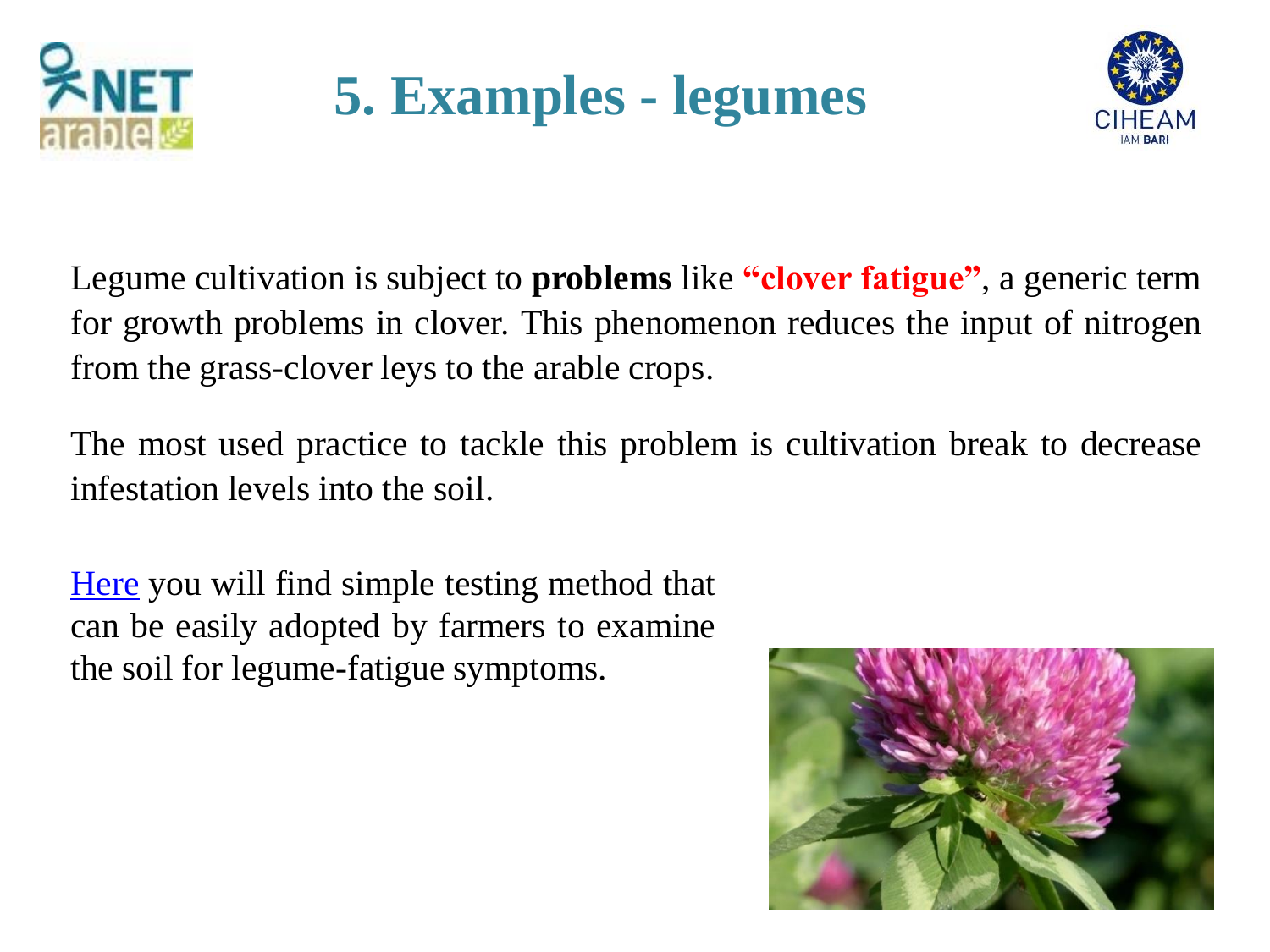# 5. Examples - legumes

Legume cultivation is subject to **problems** like **"clover fatigue"**, a generic term for growth problems in clover. This phenomenon reduces the input of nitrogen from the grass-clover leys to the arable crops.

The most used practice to tackle this problem is cultivation break to decrease infestation levels into the soil.

Here you will find simple testing method that can be easily adopted by farmers to examine the soil for legume-fatigue symptoms.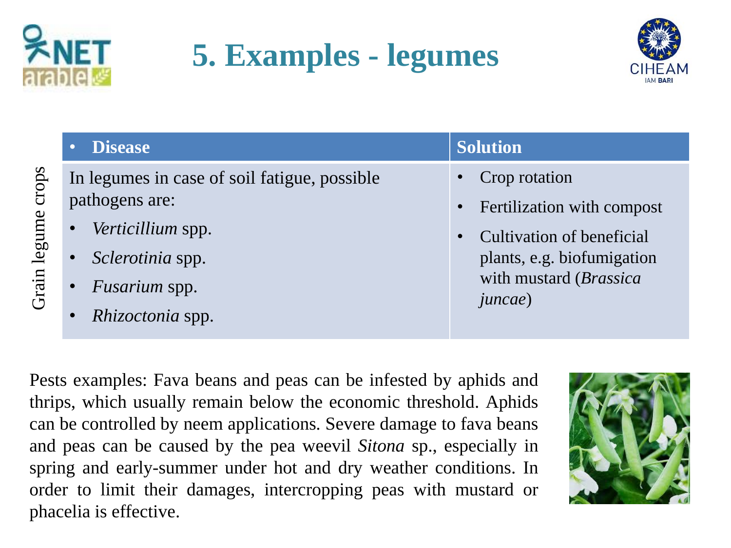# 5. Examples - legumes

| | • **Disease** | **Solution** |
|---|---|---|
| Grain legume crops | In legumes in case of soil fatigue, possible pathogens are:<br>• *Verticillium* spp.<br>• *Sclerotinia* spp.<br>• *Fusarium* spp.<br>• *Rhizoctonia* spp. | • Crop rotation<br>• Fertilization with compost<br>• Cultivation of beneficial plants, e.g. biofumigation with mustard (*Brassica juncae*) |

Pests examples: Fava beans and peas can be infested by aphids and thrips, which usually remain below the economic threshold. Aphids can be controlled by neem applications. Severe damage to fava beans and peas can be caused by the pea weevil *Sitona* sp., especially in spring and early-summer under hot and dry weather conditions. In order to limit their damages, intercropping peas with mustard or phacelia is effective.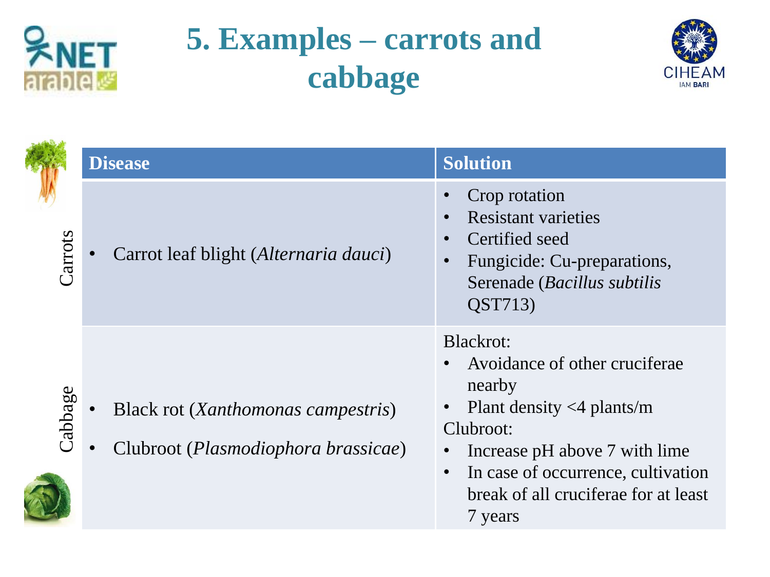# 5. Examples – carrots and cabbage

| | Disease | Solution |
|---|---|---|
| Carrots | • Carrot leaf blight (*Alternaria dauci*) | • Crop rotation<br>• Resistant varieties<br>• Certified seed<br>• Fungicide: Cu-preparations, Serenade (*Bacillus subtilis* QST713) |
| Cabbage | • Black rot (*Xanthomonas campestris*)<br>• Clubroot (*Plasmodiophora brassicae*) | Blackrot:<br>• Avoidance of other cruciferae nearby<br>• Plant density <4 plants/m<br>Clubroot:<br>• Increase pH above 7 with lime<br>• In case of occurrence, cultivation break of all cruciferae for at least 7 years |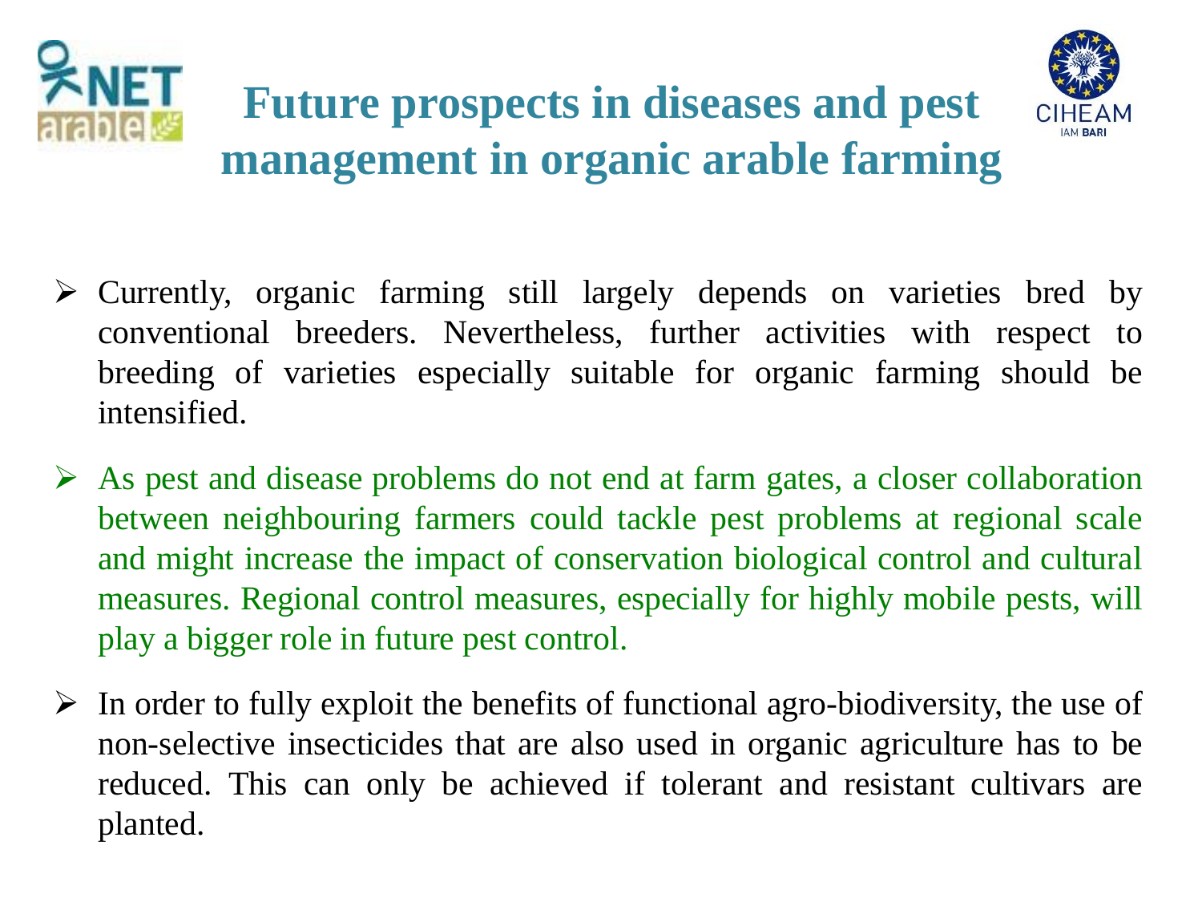# Future prospects in diseases and pest management in organic arable farming

- Currently, organic farming still largely depends on varieties bred by conventional breeders. Nevertheless, further activities with respect to breeding of varieties especially suitable for organic farming should be intensified.

- As pest and disease problems do not end at farm gates, a closer collaboration between neighbouring farmers could tackle pest problems at regional scale and might increase the impact of conservation biological control and cultural measures. Regional control measures, especially for highly mobile pests, will play a bigger role in future pest control.

- In order to fully exploit the benefits of functional agro-biodiversity, the use of non-selective insecticides that are also used in organic agriculture has to be reduced. This can only be achieved if tolerant and resistant cultivars are planted.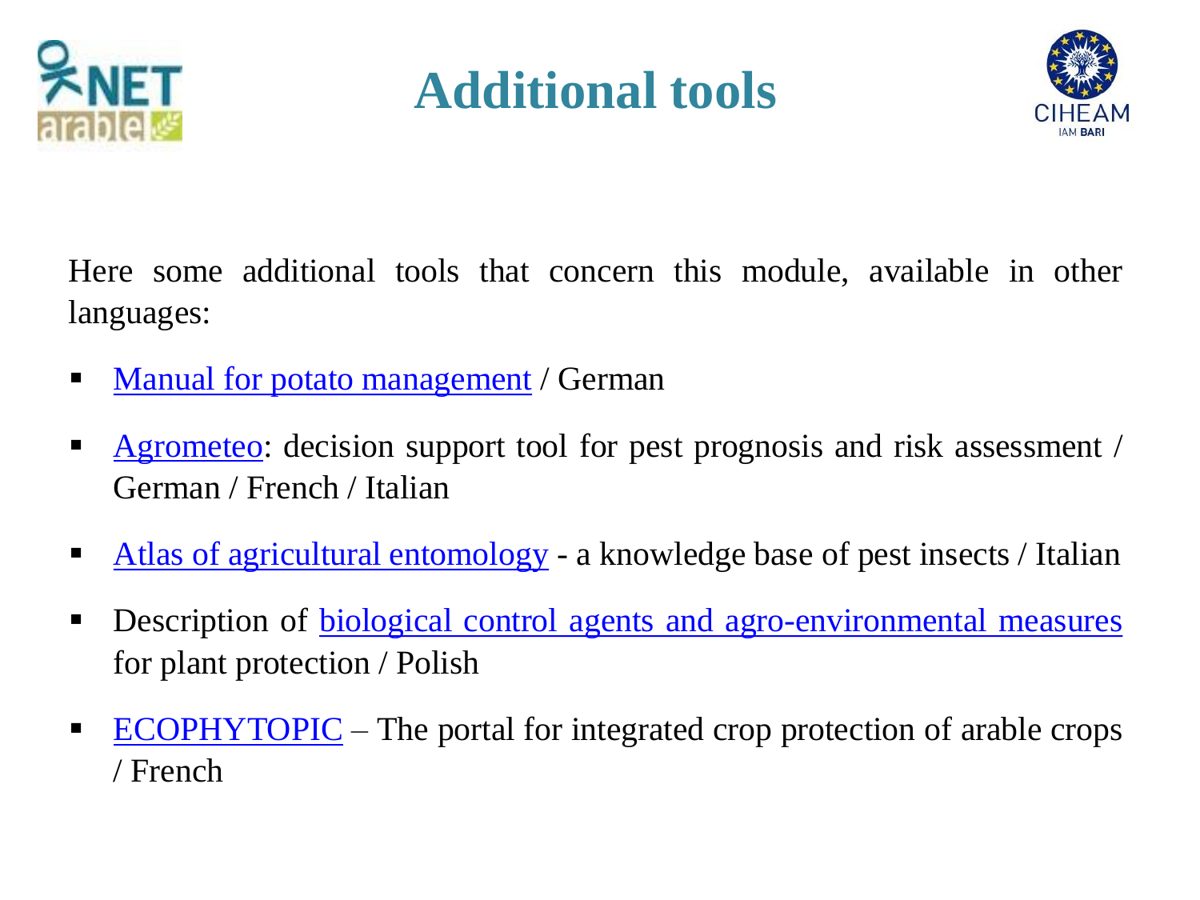# Additional tools

Here some additional tools that concern this module, available in other languages:

- Manual for potato management / German
- Agrometeo: decision support tool for pest prognosis and risk assessment / German / French / Italian
- Atlas of agricultural entomology - a knowledge base of pest insects / Italian
- Description of biological control agents and agro-environmental measures for plant protection / Polish
- ECOPHYTOPIC – The portal for integrated crop protection of arable crops / French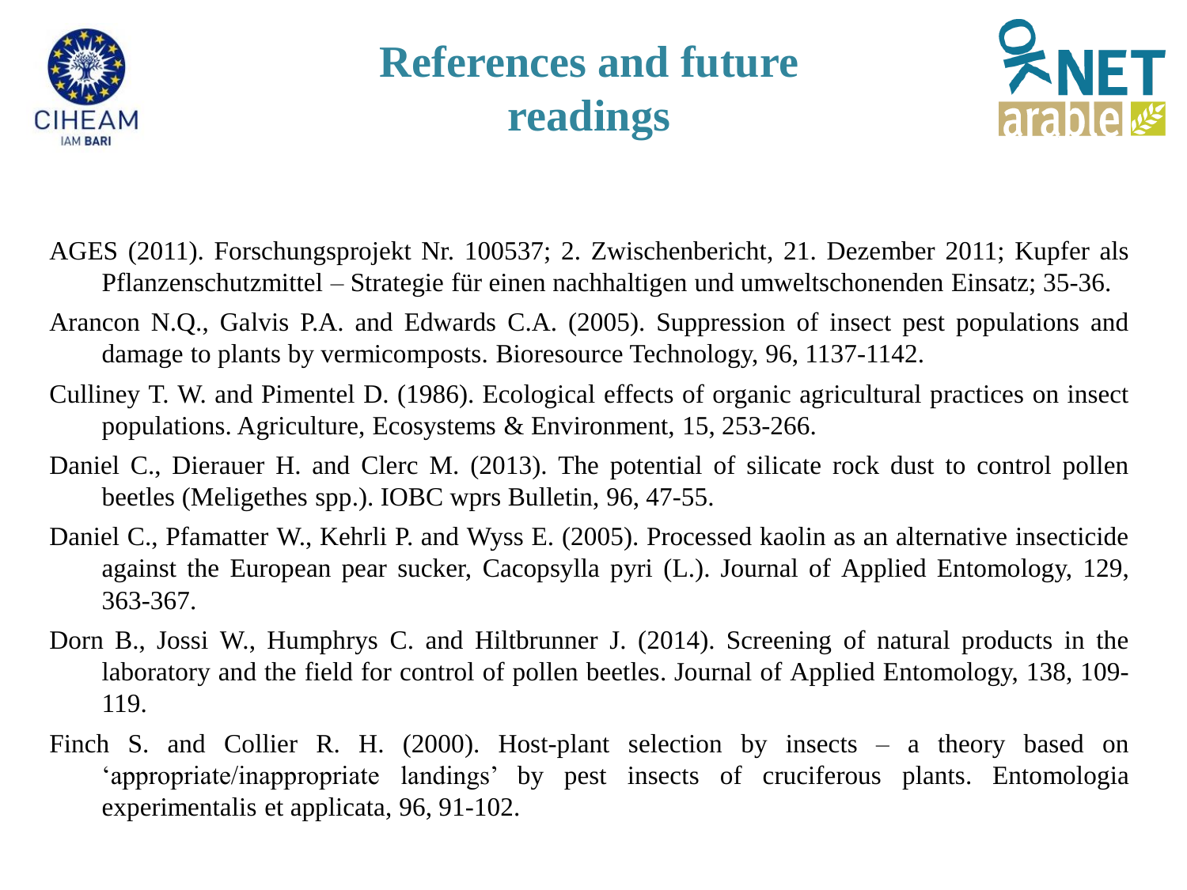# References and future readings

AGES (2011). Forschungsprojekt Nr. 100537; 2. Zwischenbericht, 21. Dezember 2011; Kupfer als Pflanzenschutzmittel – Strategie für einen nachhaltigen und umweltschonenden Einsatz; 35-36.

Arancon N.Q., Galvis P.A. and Edwards C.A. (2005). Suppression of insect pest populations and damage to plants by vermicomposts. Bioresource Technology, 96, 1137-1142.

Culliney T. W. and Pimentel D. (1986). Ecological effects of organic agricultural practices on insect populations. Agriculture, Ecosystems & Environment, 15, 253-266.

Daniel C., Dierauer H. and Clerc M. (2013). The potential of silicate rock dust to control pollen beetles (Meligethes spp.). IOBC wprs Bulletin, 96, 47-55.

Daniel C., Pfamatter W., Kehrli P. and Wyss E. (2005). Processed kaolin as an alternative insecticide against the European pear sucker, Cacopsylla pyri (L.). Journal of Applied Entomology, 129, 363-367.

Dorn B., Jossi W., Humphrys C. and Hiltbrunner J. (2014). Screening of natural products in the laboratory and the field for control of pollen beetles. Journal of Applied Entomology, 138, 109-119.

Finch S. and Collier R. H. (2000). Host-plant selection by insects – a theory based on 'appropriate/inappropriate landings' by pest insects of cruciferous plants. Entomologia experimentalis et applicata, 96, 91-102.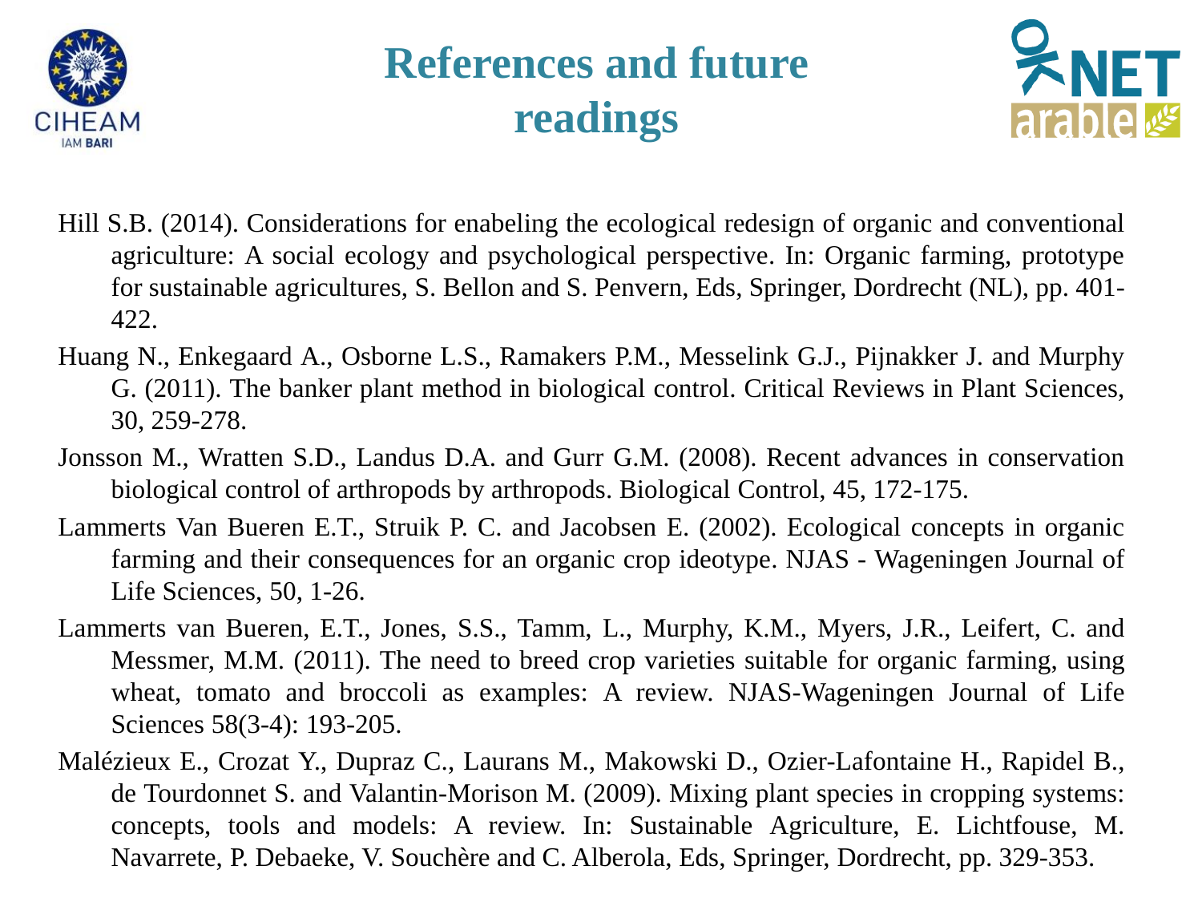# References and future readings

Hill S.B. (2014). Considerations for enabeling the ecological redesign of organic and conventional agriculture: A social ecology and psychological perspective. In: Organic farming, prototype for sustainable agricultures, S. Bellon and S. Penvern, Eds, Springer, Dordrecht (NL), pp. 401-422.

Huang N., Enkegaard A., Osborne L.S., Ramakers P.M., Messelink G.J., Pijnakker J. and Murphy G. (2011). The banker plant method in biological control. Critical Reviews in Plant Sciences, 30, 259-278.

Jonsson M., Wratten S.D., Landus D.A. and Gurr G.M. (2008). Recent advances in conservation biological control of arthropods by arthropods. Biological Control, 45, 172-175.

Lammerts Van Bueren E.T., Struik P. C. and Jacobsen E. (2002). Ecological concepts in organic farming and their consequences for an organic crop ideotype. NJAS - Wageningen Journal of Life Sciences, 50, 1-26.

Lammerts van Bueren, E.T., Jones, S.S., Tamm, L., Murphy, K.M., Myers, J.R., Leifert, C. and Messmer, M.M. (2011). The need to breed crop varieties suitable for organic farming, using wheat, tomato and broccoli as examples: A review. NJAS-Wageningen Journal of Life Sciences 58(3-4): 193-205.

Malézieux E., Crozat Y., Dupraz C., Laurans M., Makowski D., Ozier-Lafontaine H., Rapidel B., de Tourdonnet S. and Valantin-Morison M. (2009). Mixing plant species in cropping systems: concepts, tools and models: A review. In: Sustainable Agriculture, E. Lichtfouse, M. Navarrete, P. Debaeke, V. Souchère and C. Alberola, Eds, Springer, Dordrecht, pp. 329-353.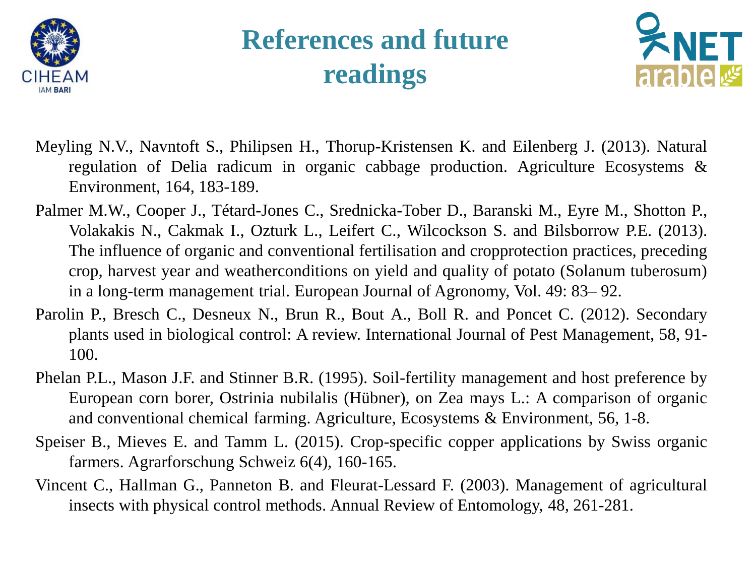# References and future readings

Meyling N.V., Navntoft S., Philipsen H., Thorup-Kristensen K. and Eilenberg J. (2013). Natural regulation of Delia radicum in organic cabbage production. Agriculture Ecosystems & Environment, 164, 183-189.

Palmer M.W., Cooper J., Tétard-Jones C., Srednicka-Tober D., Baranski M., Eyre M., Shotton P., Volakakis N., Cakmak I., Ozturk L., Leifert C., Wilcockson S. and Bilsborrow P.E. (2013). The influence of organic and conventional fertilisation and cropprotection practices, preceding crop, harvest year and weatherconditions on yield and quality of potato (Solanum tuberosum) in a long-term management trial. European Journal of Agronomy, Vol. 49: 83– 92.

Parolin P., Bresch C., Desneux N., Brun R., Bout A., Boll R. and Poncet C. (2012). Secondary plants used in biological control: A review. International Journal of Pest Management, 58, 91-100.

Phelan P.L., Mason J.F. and Stinner B.R. (1995). Soil-fertility management and host preference by European corn borer, Ostrinia nubilalis (Hübner), on Zea mays L.: A comparison of organic and conventional chemical farming. Agriculture, Ecosystems & Environment, 56, 1-8.

Speiser B., Mieves E. and Tamm L. (2015). Crop-specific copper applications by Swiss organic farmers. Agrarforschung Schweiz 6(4), 160-165.

Vincent C., Hallman G., Panneton B. and Fleurat-Lessard F. (2003). Management of agricultural insects with physical control methods. Annual Review of Entomology, 48, 261-281.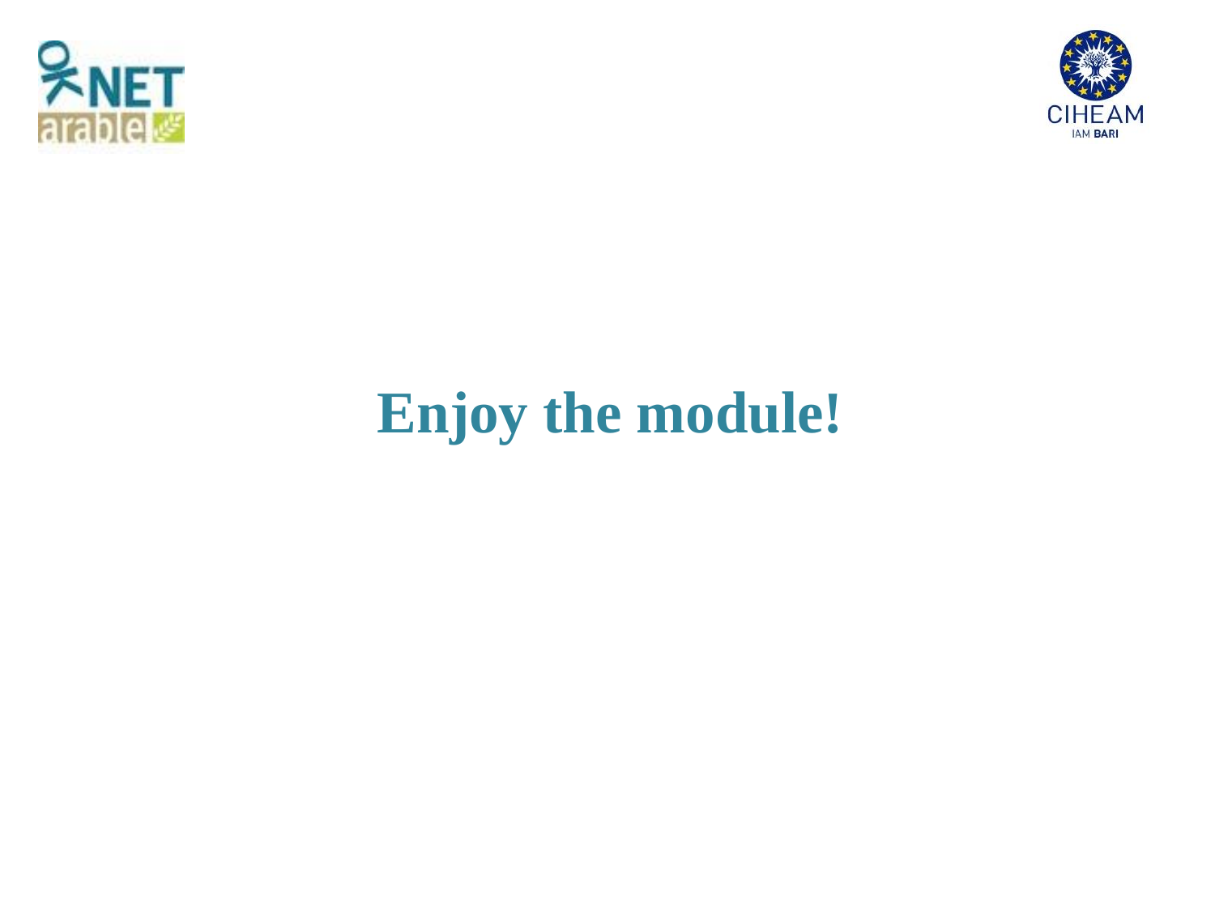**Enjoy the module!**